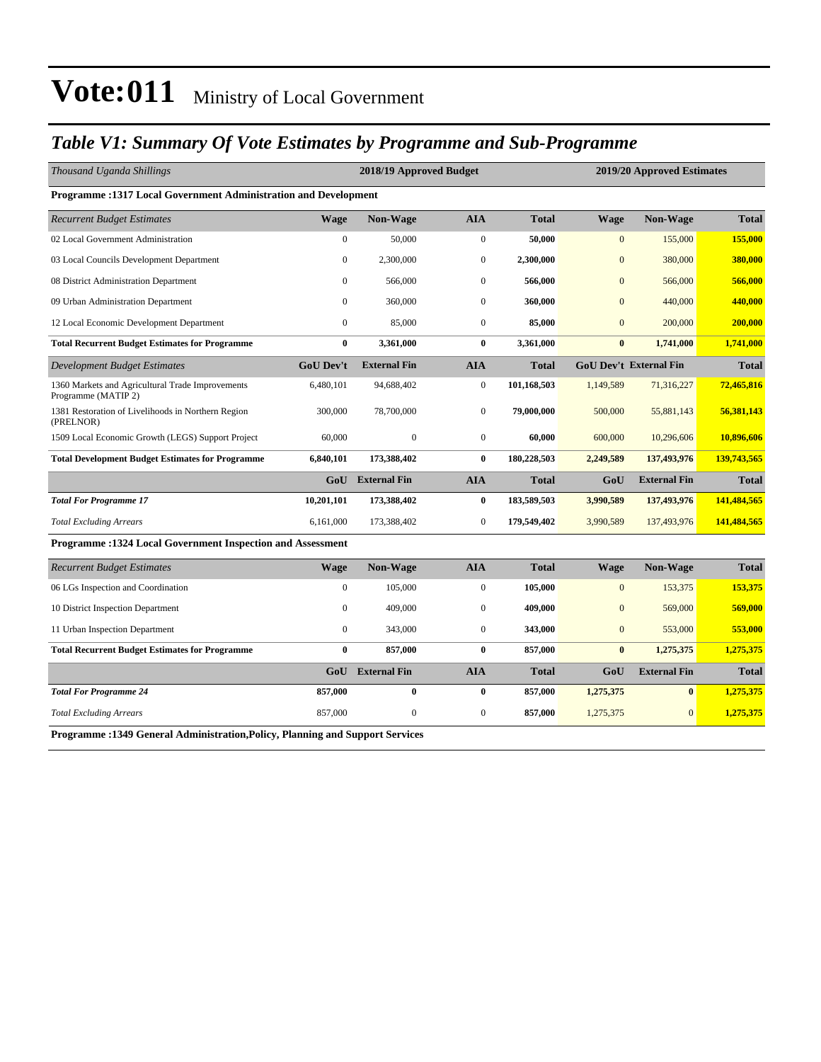# Vote:011 Ministry of Local Government

## *Table V1: Summary Of Vote Estimates by Programme and Sub-Programme*

| *Thousand Uganda Shillings* | 2018/19 Approved Budget | | | | 2019/20 Approved Estimates | | |
|---|---|---|---|---|---|---|---|
| **Programme :1317 Local Government Administration and Development** | | | | | | | |
| *Recurrent Budget Estimates* | **Wage** | **Non-Wage** | **AIA** | **Total** | **Wage** | **Non-Wage** | **Total** |
| 02 Local Government Administration | 0 | 50,000 | 0 | **50,000** | 0 | 155,000 | **155,000** |
| 03 Local Councils Development Department | 0 | 2,300,000 | 0 | **2,300,000** | 0 | 380,000 | **380,000** |
| 08 District Administration Department | 0 | 566,000 | 0 | **566,000** | 0 | 566,000 | **566,000** |
| 09 Urban Administration Department | 0 | 360,000 | 0 | **360,000** | 0 | 440,000 | **440,000** |
| 12 Local Economic Development Department | 0 | 85,000 | 0 | **85,000** | 0 | 200,000 | **200,000** |
| **Total Recurrent Budget Estimates for Programme** | **0** | **3,361,000** | **0** | **3,361,000** | **0** | **1,741,000** | **1,741,000** |
| *Development Budget Estimates* | **GoU Dev't** | **External Fin** | **AIA** | **Total** | **GoU Dev't** | **External Fin** | **Total** |
| 1360 Markets and Agricultural Trade Improvements Programme (MATIP 2) | 6,480,101 | 94,688,402 | 0 | **101,168,503** | 1,149,589 | 71,316,227 | **72,465,816** |
| 1381 Restoration of Livelihoods in Northern Region (PRELNOR) | 300,000 | 78,700,000 | 0 | **79,000,000** | 500,000 | 55,881,143 | **56,381,143** |
| 1509 Local Economic Growth (LEGS) Support Project | 60,000 | 0 | 0 | **60,000** | 600,000 | 10,296,606 | **10,896,606** |
| **Total Development Budget Estimates for Programme** | **6,840,101** | **173,388,402** | **0** | **180,228,503** | **2,249,589** | **137,493,976** | **139,743,565** |
| | **GoU** | **External Fin** | **AIA** | **Total** | **GoU** | **External Fin** | **Total** |
| ***Total For Programme 17*** | **10,201,101** | **173,388,402** | **0** | **183,589,503** | **3,990,589** | **137,493,976** | **141,484,565** |
| *Total Excluding Arrears* | 6,161,000 | 173,388,402 | 0 | **179,549,402** | 3,990,589 | 137,493,976 | **141,484,565** |
| **Programme :1324 Local Government Inspection and Assessment** | | | | | | | |
| *Recurrent Budget Estimates* | **Wage** | **Non-Wage** | **AIA** | **Total** | **Wage** | **Non-Wage** | **Total** |
| 06 LGs Inspection and Coordination | 0 | 105,000 | 0 | **105,000** | 0 | 153,375 | **153,375** |
| 10 District Inspection Department | 0 | 409,000 | 0 | **409,000** | 0 | 569,000 | **569,000** |
| 11 Urban Inspection Department | 0 | 343,000 | 0 | **343,000** | 0 | 553,000 | **553,000** |
| **Total Recurrent Budget Estimates for Programme** | **0** | **857,000** | **0** | **857,000** | **0** | **1,275,375** | **1,275,375** |
| | **GoU** | **External Fin** | **AIA** | **Total** | **GoU** | **External Fin** | **Total** |
| ***Total For Programme 24*** | **857,000** | **0** | **0** | **857,000** | **1,275,375** | **0** | **1,275,375** |
| *Total Excluding Arrears* | 857,000 | 0 | 0 | **857,000** | 1,275,375 | 0 | **1,275,375** |
| **Programme :1349 General Administration,Policy, Planning and Support Services** | | | | | | | |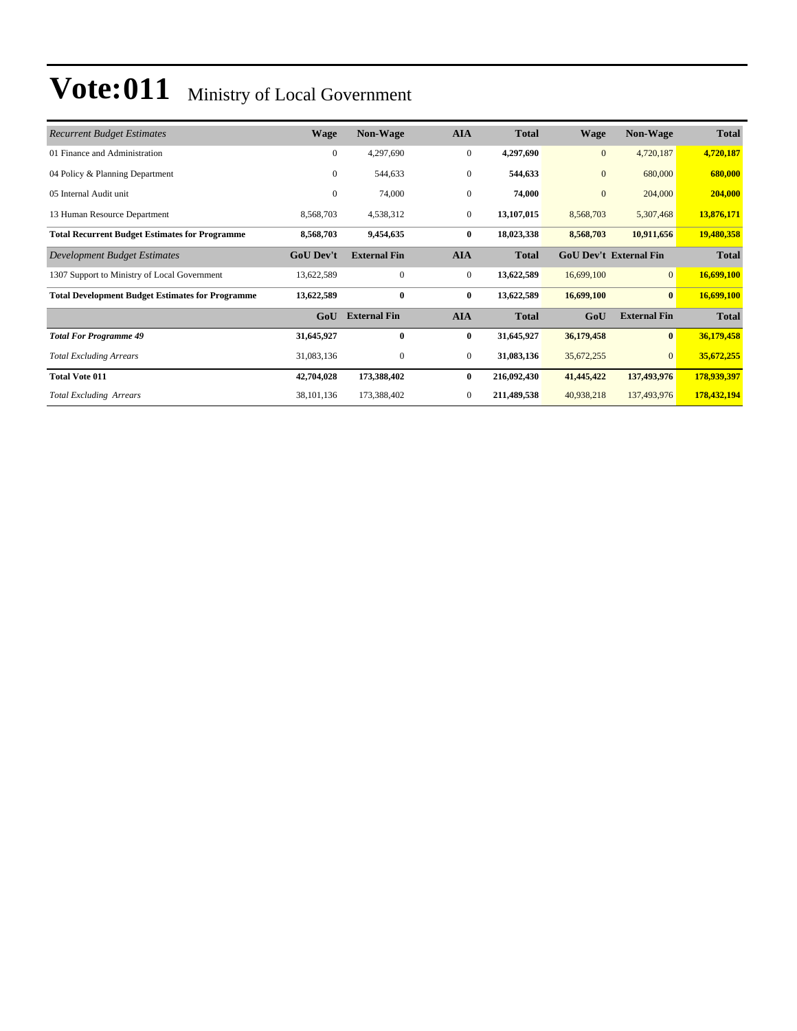# Vote:011 Ministry of Local Government

| *Recurrent Budget Estimates* | Wage | Non-Wage | AIA | Total | Wage | Non-Wage | Total |
|---|---|---|---|---|---|---|---|
| 01 Finance and Administration | 0 | 4,297,690 | 0 | **4,297,690** | 0 | 4,720,187 | **4,720,187** |
| 04 Policy & Planning Department | 0 | 544,633 | 0 | **544,633** | 0 | 680,000 | **680,000** |
| 05 Internal Audit unit | 0 | 74,000 | 0 | **74,000** | 0 | 204,000 | **204,000** |
| 13 Human Resource Department | 8,568,703 | 4,538,312 | 0 | **13,107,015** | 8,568,703 | 5,307,468 | **13,876,171** |
| **Total Recurrent Budget Estimates for Programme** | **8,568,703** | **9,454,635** | **0** | **18,023,338** | **8,568,703** | **10,911,656** | **19,480,358** |
| *Development Budget Estimates* | **GoU Dev't** | **External Fin** | **AIA** | **Total** | **GoU Dev't** | **External Fin** | **Total** |
| 1307 Support to Ministry of Local Government | 13,622,589 | 0 | 0 | **13,622,589** | 16,699,100 | 0 | **16,699,100** |
| **Total Development Budget Estimates for Programme** | **13,622,589** | **0** | **0** | **13,622,589** | **16,699,100** | **0** | **16,699,100** |
| | **GoU** | **External Fin** | **AIA** | **Total** | **GoU** | **External Fin** | **Total** |
| ***Total For Programme 49*** | **31,645,927** | **0** | **0** | **31,645,927** | **36,179,458** | **0** | **36,179,458** |
| *Total Excluding Arrears* | 31,083,136 | 0 | 0 | **31,083,136** | 35,672,255 | 0 | **35,672,255** |
| **Total Vote 011** | **42,704,028** | **173,388,402** | **0** | **216,092,430** | **41,445,422** | **137,493,976** | **178,939,397** |
| *Total Excluding Arrears* | 38,101,136 | 173,388,402 | 0 | **211,489,538** | 40,938,218 | 137,493,976 | **178,432,194** |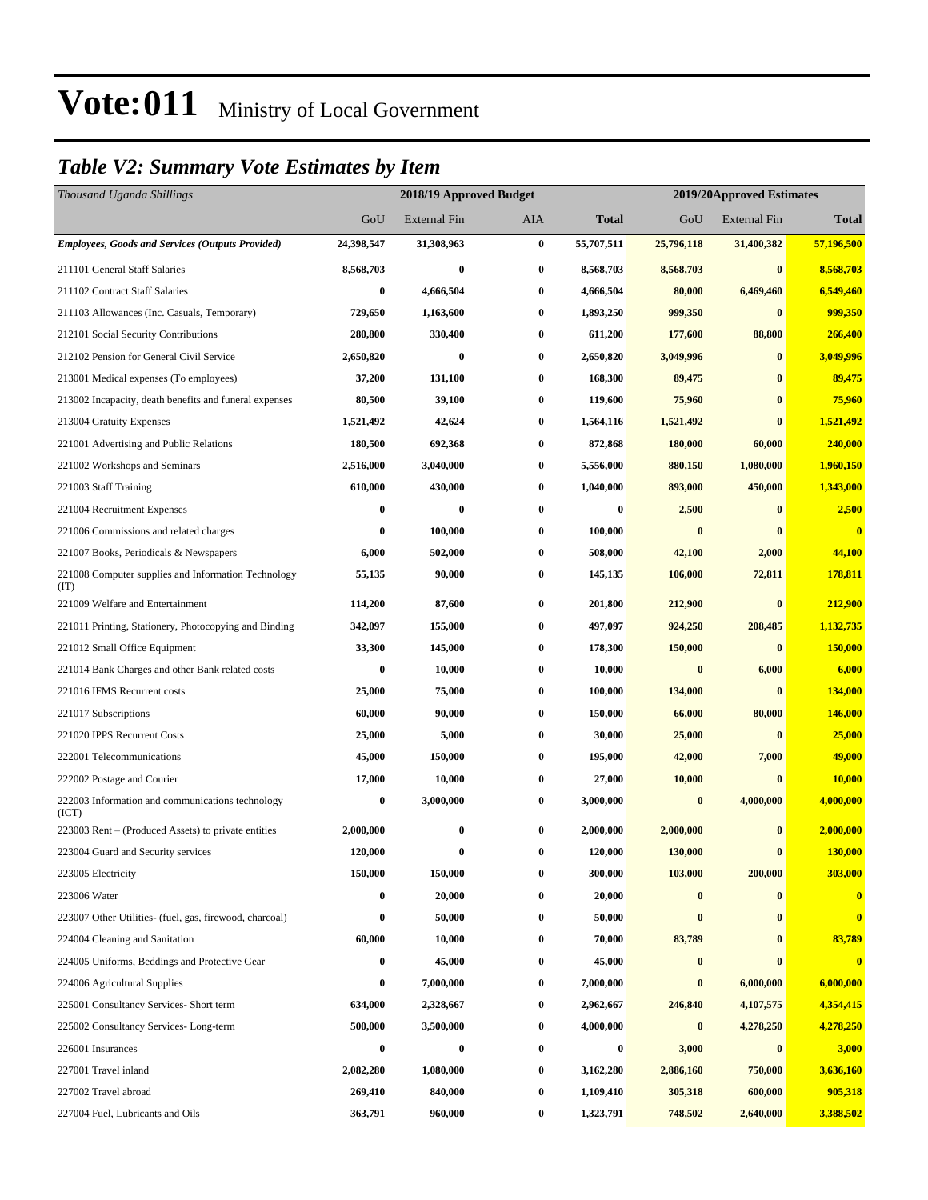# Vote:011 Ministry of Local Government

## *Table V2: Summary Vote Estimates by Item*

| *Thousand Uganda Shillings* | 2018/19 Approved Budget | | | | 2019/20Approved Estimates | | |
|---|---|---|---|---|---|---|---|
| | GoU | External Fin | AIA | **Total** | GoU | External Fin | **Total** |
| ***Employees, Goods and Services (Outputs Provided)*** | **24,398,547** | **31,308,963** | **0** | **55,707,511** | **25,796,118** | **31,400,382** | **57,196,500** |
| 211101 General Staff Salaries | **8,568,703** | **0** | **0** | **8,568,703** | **8,568,703** | **0** | **8,568,703** |
| 211102 Contract Staff Salaries | **0** | **4,666,504** | **0** | **4,666,504** | **80,000** | **6,469,460** | **6,549,460** |
| 211103 Allowances (Inc. Casuals, Temporary) | **729,650** | **1,163,600** | **0** | **1,893,250** | **999,350** | **0** | **999,350** |
| 212101 Social Security Contributions | **280,800** | **330,400** | **0** | **611,200** | **177,600** | **88,800** | **266,400** |
| 212102 Pension for General Civil Service | **2,650,820** | **0** | **0** | **2,650,820** | **3,049,996** | **0** | **3,049,996** |
| 213001 Medical expenses (To employees) | **37,200** | **131,100** | **0** | **168,300** | **89,475** | **0** | **89,475** |
| 213002 Incapacity, death benefits and funeral expenses | **80,500** | **39,100** | **0** | **119,600** | **75,960** | **0** | **75,960** |
| 213004 Gratuity Expenses | **1,521,492** | **42,624** | **0** | **1,564,116** | **1,521,492** | **0** | **1,521,492** |
| 221001 Advertising and Public Relations | **180,500** | **692,368** | **0** | **872,868** | **180,000** | **60,000** | **240,000** |
| 221002 Workshops and Seminars | **2,516,000** | **3,040,000** | **0** | **5,556,000** | **880,150** | **1,080,000** | **1,960,150** |
| 221003 Staff Training | **610,000** | **430,000** | **0** | **1,040,000** | **893,000** | **450,000** | **1,343,000** |
| 221004 Recruitment Expenses | **0** | **0** | **0** | **0** | **2,500** | **0** | **2,500** |
| 221006 Commissions and related charges | **0** | **100,000** | **0** | **100,000** | **0** | **0** | **0** |
| 221007 Books, Periodicals & Newspapers | **6,000** | **502,000** | **0** | **508,000** | **42,100** | **2,000** | **44,100** |
| 221008 Computer supplies and Information Technology (IT) | **55,135** | **90,000** | **0** | **145,135** | **106,000** | **72,811** | **178,811** |
| 221009 Welfare and Entertainment | **114,200** | **87,600** | **0** | **201,800** | **212,900** | **0** | **212,900** |
| 221011 Printing, Stationery, Photocopying and Binding | **342,097** | **155,000** | **0** | **497,097** | **924,250** | **208,485** | **1,132,735** |
| 221012 Small Office Equipment | **33,300** | **145,000** | **0** | **178,300** | **150,000** | **0** | **150,000** |
| 221014 Bank Charges and other Bank related costs | **0** | **10,000** | **0** | **10,000** | **0** | **6,000** | **6,000** |
| 221016 IFMS Recurrent costs | **25,000** | **75,000** | **0** | **100,000** | **134,000** | **0** | **134,000** |
| 221017 Subscriptions | **60,000** | **90,000** | **0** | **150,000** | **66,000** | **80,000** | **146,000** |
| 221020 IPPS Recurrent Costs | **25,000** | **5,000** | **0** | **30,000** | **25,000** | **0** | **25,000** |
| 222001 Telecommunications | **45,000** | **150,000** | **0** | **195,000** | **42,000** | **7,000** | **49,000** |
| 222002 Postage and Courier | **17,000** | **10,000** | **0** | **27,000** | **10,000** | **0** | **10,000** |
| 222003 Information and communications technology (ICT) | **0** | **3,000,000** | **0** | **3,000,000** | **0** | **4,000,000** | **4,000,000** |
| 223003 Rent – (Produced Assets) to private entities | **2,000,000** | **0** | **0** | **2,000,000** | **2,000,000** | **0** | **2,000,000** |
| 223004 Guard and Security services | **120,000** | **0** | **0** | **120,000** | **130,000** | **0** | **130,000** |
| 223005 Electricity | **150,000** | **150,000** | **0** | **300,000** | **103,000** | **200,000** | **303,000** |
| 223006 Water | **0** | **20,000** | **0** | **20,000** | **0** | **0** | **0** |
| 223007 Other Utilities- (fuel, gas, firewood, charcoal) | **0** | **50,000** | **0** | **50,000** | **0** | **0** | **0** |
| 224004 Cleaning and Sanitation | **60,000** | **10,000** | **0** | **70,000** | **83,789** | **0** | **83,789** |
| 224005 Uniforms, Beddings and Protective Gear | **0** | **45,000** | **0** | **45,000** | **0** | **0** | **0** |
| 224006 Agricultural Supplies | **0** | **7,000,000** | **0** | **7,000,000** | **0** | **6,000,000** | **6,000,000** |
| 225001 Consultancy Services- Short term | **634,000** | **2,328,667** | **0** | **2,962,667** | **246,840** | **4,107,575** | **4,354,415** |
| 225002 Consultancy Services- Long-term | **500,000** | **3,500,000** | **0** | **4,000,000** | **0** | **4,278,250** | **4,278,250** |
| 226001 Insurances | **0** | **0** | **0** | **0** | **3,000** | **0** | **3,000** |
| 227001 Travel inland | **2,082,280** | **1,080,000** | **0** | **3,162,280** | **2,886,160** | **750,000** | **3,636,160** |
| 227002 Travel abroad | **269,410** | **840,000** | **0** | **1,109,410** | **305,318** | **600,000** | **905,318** |
| 227004 Fuel, Lubricants and Oils | **363,791** | **960,000** | **0** | **1,323,791** | **748,502** | **2,640,000** | **3,388,502** |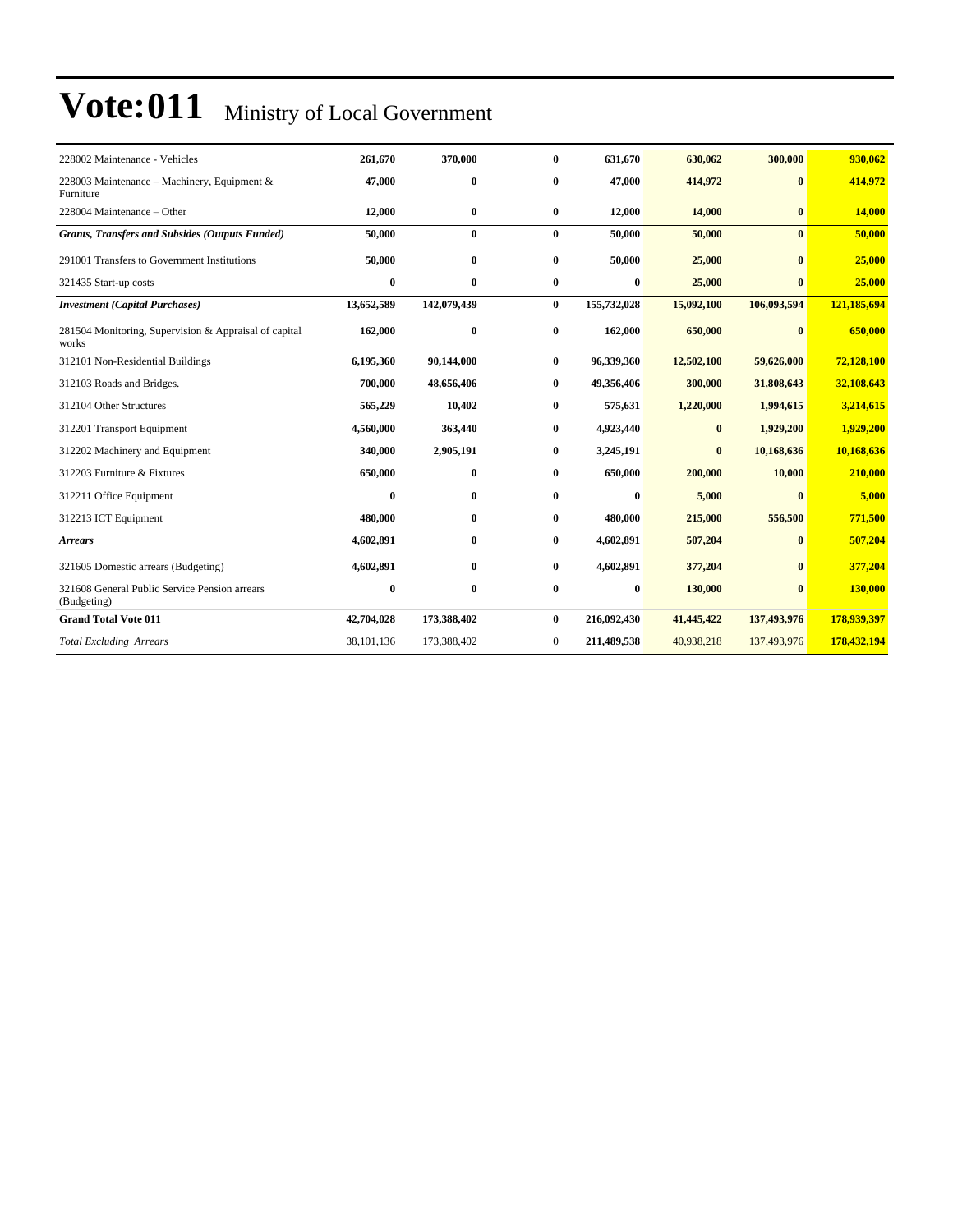# Vote:011 Ministry of Local Government

| | | | | | | | |
|---|---|---|---|---|---|---|---|
| 228002 Maintenance - Vehicles | **261,670** | **370,000** | **0** | **631,670** | **630,062** | **300,000** | **930,062** |
| 228003 Maintenance – Machinery, Equipment & Furniture | **47,000** | **0** | **0** | **47,000** | **414,972** | **0** | **414,972** |
| 228004 Maintenance – Other | **12,000** | **0** | **0** | **12,000** | **14,000** | **0** | **14,000** |
| ***Grants, Transfers and Subsides (Outputs Funded)*** | **50,000** | **0** | **0** | **50,000** | **50,000** | **0** | **50,000** |
| 291001 Transfers to Government Institutions | **50,000** | **0** | **0** | **50,000** | **25,000** | **0** | **25,000** |
| 321435 Start-up costs | **0** | **0** | **0** | **0** | **25,000** | **0** | **25,000** |
| ***Investment (Capital Purchases)*** | **13,652,589** | **142,079,439** | **0** | **155,732,028** | **15,092,100** | **106,093,594** | **121,185,694** |
| 281504 Monitoring, Supervision & Appraisal of capital works | **162,000** | **0** | **0** | **162,000** | **650,000** | **0** | **650,000** |
| 312101 Non-Residential Buildings | **6,195,360** | **90,144,000** | **0** | **96,339,360** | **12,502,100** | **59,626,000** | **72,128,100** |
| 312103 Roads and Bridges. | **700,000** | **48,656,406** | **0** | **49,356,406** | **300,000** | **31,808,643** | **32,108,643** |
| 312104 Other Structures | **565,229** | **10,402** | **0** | **575,631** | **1,220,000** | **1,994,615** | **3,214,615** |
| 312201 Transport Equipment | **4,560,000** | **363,440** | **0** | **4,923,440** | **0** | **1,929,200** | **1,929,200** |
| 312202 Machinery and Equipment | **340,000** | **2,905,191** | **0** | **3,245,191** | **0** | **10,168,636** | **10,168,636** |
| 312203 Furniture & Fixtures | **650,000** | **0** | **0** | **650,000** | **200,000** | **10,000** | **210,000** |
| 312211 Office Equipment | **0** | **0** | **0** | **0** | **5,000** | **0** | **5,000** |
| 312213 ICT Equipment | **480,000** | **0** | **0** | **480,000** | **215,000** | **556,500** | **771,500** |
| ***Arrears*** | **4,602,891** | **0** | **0** | **4,602,891** | **507,204** | **0** | **507,204** |
| 321605 Domestic arrears (Budgeting) | **4,602,891** | **0** | **0** | **4,602,891** | **377,204** | **0** | **377,204** |
| 321608 General Public Service Pension arrears (Budgeting) | **0** | **0** | **0** | **0** | **130,000** | **0** | **130,000** |
| **Grand Total Vote 011** | **42,704,028** | **173,388,402** | **0** | **216,092,430** | **41,445,422** | **137,493,976** | **178,939,397** |
| *Total Excluding Arrears* | 38,101,136 | 173,388,402 | 0 | **211,489,538** | 40,938,218 | 137,493,976 | **178,432,194** |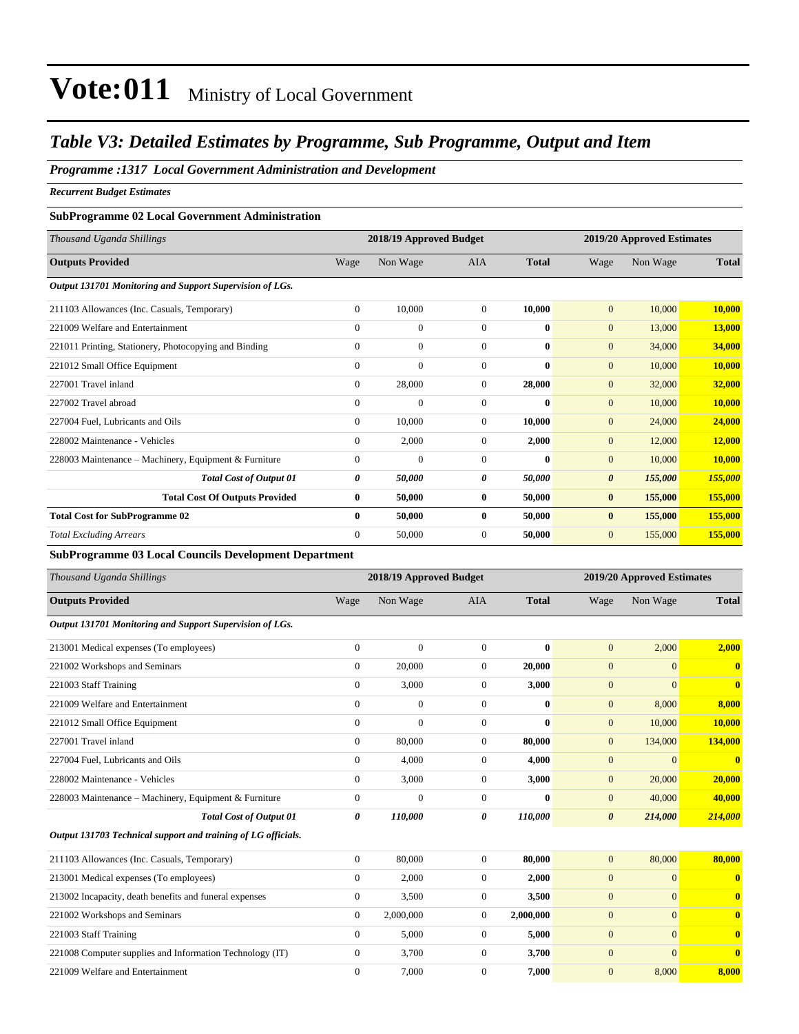# Vote:011 Ministry of Local Government

## Table V3: Detailed Estimates by Programme, Sub Programme, Output and Item

### Programme :1317 Local Government Administration and Development

*Recurrent Budget Estimates*

**SubProgramme 02 Local Government Administration**

| *Thousand Uganda Shillings* | 2018/19 Approved Budget | | | | 2019/20 Approved Estimates | | |
|---|---|---|---|---|---|---|---|
| **Outputs Provided** | Wage | Non Wage | AIA | **Total** | Wage | Non Wage | **Total** |
| ***Output 131701 Monitoring and Support Supervision of LGs.*** | | | | | | | |
| 211103 Allowances (Inc. Casuals, Temporary) | 0 | 10,000 | 0 | **10,000** | 0 | 10,000 | **10,000** |
| 221009 Welfare and Entertainment | 0 | 0 | 0 | **0** | 0 | 13,000 | **13,000** |
| 221011 Printing, Stationery, Photocopying and Binding | 0 | 0 | 0 | **0** | 0 | 34,000 | **34,000** |
| 221012 Small Office Equipment | 0 | 0 | 0 | **0** | 0 | 10,000 | **10,000** |
| 227001 Travel inland | 0 | 28,000 | 0 | **28,000** | 0 | 32,000 | **32,000** |
| 227002 Travel abroad | 0 | 0 | 0 | **0** | 0 | 10,000 | **10,000** |
| 227004 Fuel, Lubricants and Oils | 0 | 10,000 | 0 | **10,000** | 0 | 24,000 | **24,000** |
| 228002 Maintenance - Vehicles | 0 | 2,000 | 0 | **2,000** | 0 | 12,000 | **12,000** |
| 228003 Maintenance – Machinery, Equipment & Furniture | 0 | 0 | 0 | **0** | 0 | 10,000 | **10,000** |
| ***Total Cost of Output 01*** | ***0*** | ***50,000*** | ***0*** | ***50,000*** | ***0*** | ***155,000*** | ***155,000*** |
| **Total Cost Of Outputs Provided** | **0** | **50,000** | **0** | **50,000** | **0** | **155,000** | **155,000** |
| **Total Cost for SubProgramme 02** | **0** | **50,000** | **0** | **50,000** | **0** | **155,000** | **155,000** |
| *Total Excluding Arrears* | 0 | 50,000 | 0 | **50,000** | 0 | 155,000 | **155,000** |

**SubProgramme 03 Local Councils Development Department**

| *Thousand Uganda Shillings* | 2018/19 Approved Budget | | | | 2019/20 Approved Estimates | | |
|---|---|---|---|---|---|---|---|
| **Outputs Provided** | Wage | Non Wage | AIA | **Total** | Wage | Non Wage | **Total** |
| ***Output 131701 Monitoring and Support Supervision of LGs.*** | | | | | | | |
| 213001 Medical expenses (To employees) | 0 | 0 | 0 | **0** | 0 | 2,000 | **2,000** |
| 221002 Workshops and Seminars | 0 | 20,000 | 0 | **20,000** | 0 | 0 | **0** |
| 221003 Staff Training | 0 | 3,000 | 0 | **3,000** | 0 | 0 | **0** |
| 221009 Welfare and Entertainment | 0 | 0 | 0 | **0** | 0 | 8,000 | **8,000** |
| 221012 Small Office Equipment | 0 | 0 | 0 | **0** | 0 | 10,000 | **10,000** |
| 227001 Travel inland | 0 | 80,000 | 0 | **80,000** | 0 | 134,000 | **134,000** |
| 227004 Fuel, Lubricants and Oils | 0 | 4,000 | 0 | **4,000** | 0 | 0 | **0** |
| 228002 Maintenance - Vehicles | 0 | 3,000 | 0 | **3,000** | 0 | 20,000 | **20,000** |
| 228003 Maintenance – Machinery, Equipment & Furniture | 0 | 0 | 0 | **0** | 0 | 40,000 | **40,000** |
| ***Total Cost of Output 01*** | ***0*** | ***110,000*** | ***0*** | ***110,000*** | ***0*** | ***214,000*** | ***214,000*** |
| ***Output 131703 Technical support and training of LG officials.*** | | | | | | | |
| 211103 Allowances (Inc. Casuals, Temporary) | 0 | 80,000 | 0 | **80,000** | 0 | 80,000 | **80,000** |
| 213001 Medical expenses (To employees) | 0 | 2,000 | 0 | **2,000** | 0 | 0 | **0** |
| 213002 Incapacity, death benefits and funeral expenses | 0 | 3,500 | 0 | **3,500** | 0 | 0 | **0** |
| 221002 Workshops and Seminars | 0 | 2,000,000 | 0 | **2,000,000** | 0 | 0 | **0** |
| 221003 Staff Training | 0 | 5,000 | 0 | **5,000** | 0 | 0 | **0** |
| 221008 Computer supplies and Information Technology (IT) | 0 | 3,700 | 0 | **3,700** | 0 | 0 | **0** |
| 221009 Welfare and Entertainment | 0 | 7,000 | 0 | **7,000** | 0 | 8,000 | **8,000** |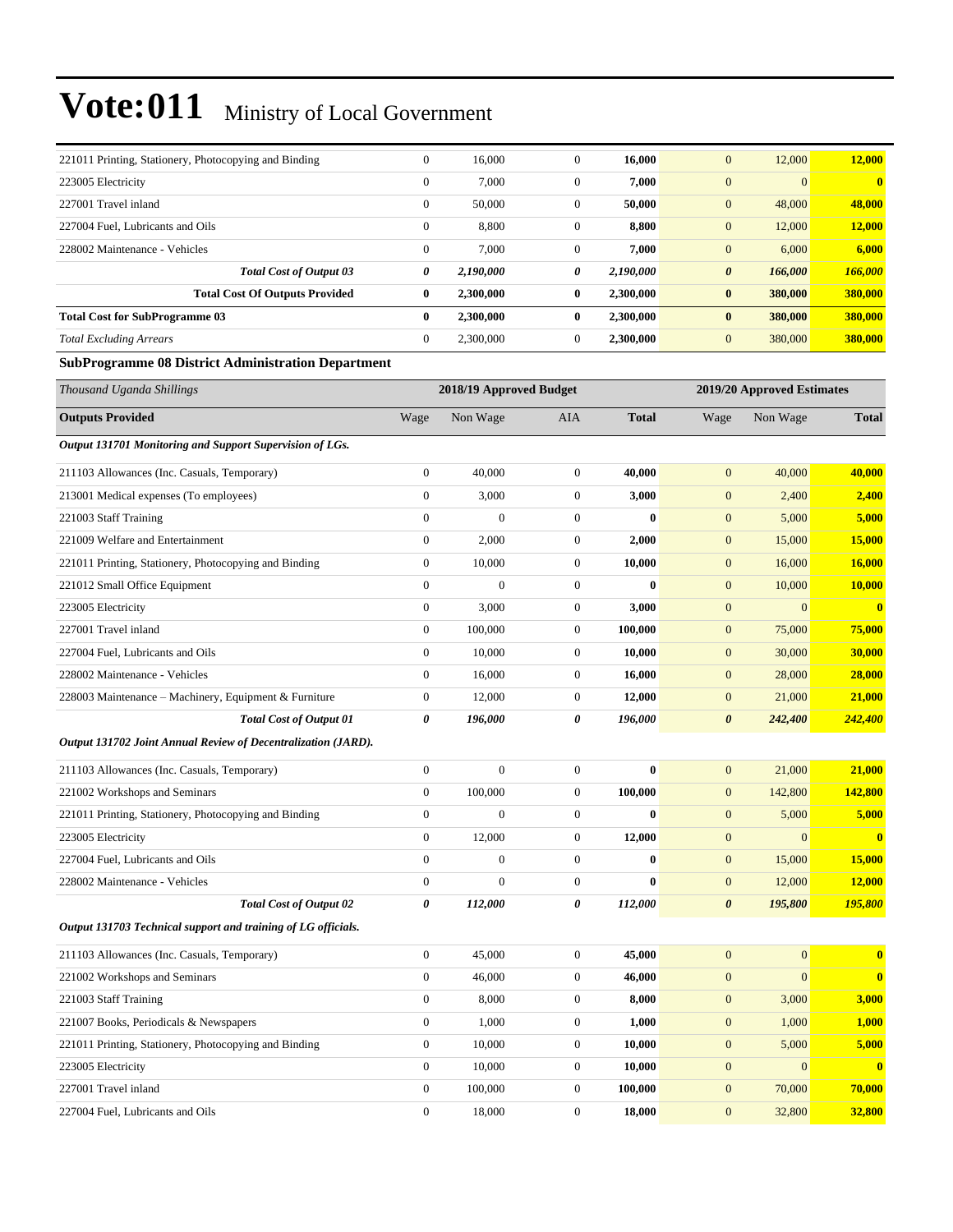| | | | | | | | |
|---|---|---|---|---|---|---|---|
| 221011 Printing, Stationery, Photocopying and Binding | 0 | 16,000 | 0 | **16,000** | 0 | 12,000 | **12,000** |
| 223005 Electricity | 0 | 7,000 | 0 | **7,000** | 0 | 0 | **0** |
| 227001 Travel inland | 0 | 50,000 | 0 | **50,000** | 0 | 48,000 | **48,000** |
| 227004 Fuel, Lubricants and Oils | 0 | 8,800 | 0 | **8,800** | 0 | 12,000 | **12,000** |
| 228002 Maintenance - Vehicles | 0 | 7,000 | 0 | **7,000** | 0 | 6,000 | **6,000** |
| ***Total Cost of Output 03*** | ***0*** | ***2,190,000*** | ***0*** | ***2,190,000*** | ***0*** | ***166,000*** | ***166,000*** |
| **Total Cost Of Outputs Provided** | **0** | **2,300,000** | **0** | **2,300,000** | **0** | **380,000** | **380,000** |
| **Total Cost for SubProgramme 03** | **0** | **2,300,000** | **0** | **2,300,000** | **0** | **380,000** | **380,000** |
| *Total Excluding Arrears* | 0 | 2,300,000 | 0 | **2,300,000** | 0 | 380,000 | **380,000** |

**SubProgramme 08 District Administration Department**

| *Thousand Uganda Shillings* | 2018/19 Approved Budget | | | | 2019/20 Approved Estimates | | |
|---|---|---|---|---|---|---|---|
| **Outputs Provided** | Wage | Non Wage | AIA | **Total** | Wage | Non Wage | **Total** |
| ***Output 131701 Monitoring and Support Supervision of LGs.*** | | | | | | | |
| 211103 Allowances (Inc. Casuals, Temporary) | 0 | 40,000 | 0 | **40,000** | 0 | 40,000 | **40,000** |
| 213001 Medical expenses (To employees) | 0 | 3,000 | 0 | **3,000** | 0 | 2,400 | **2,400** |
| 221003 Staff Training | 0 | 0 | 0 | **0** | 0 | 5,000 | **5,000** |
| 221009 Welfare and Entertainment | 0 | 2,000 | 0 | **2,000** | 0 | 15,000 | **15,000** |
| 221011 Printing, Stationery, Photocopying and Binding | 0 | 10,000 | 0 | **10,000** | 0 | 16,000 | **16,000** |
| 221012 Small Office Equipment | 0 | 0 | 0 | **0** | 0 | 10,000 | **10,000** |
| 223005 Electricity | 0 | 3,000 | 0 | **3,000** | 0 | 0 | **0** |
| 227001 Travel inland | 0 | 100,000 | 0 | **100,000** | 0 | 75,000 | **75,000** |
| 227004 Fuel, Lubricants and Oils | 0 | 10,000 | 0 | **10,000** | 0 | 30,000 | **30,000** |
| 228002 Maintenance - Vehicles | 0 | 16,000 | 0 | **16,000** | 0 | 28,000 | **28,000** |
| 228003 Maintenance – Machinery, Equipment & Furniture | 0 | 12,000 | 0 | **12,000** | 0 | 21,000 | **21,000** |
| ***Total Cost of Output 01*** | ***0*** | ***196,000*** | ***0*** | ***196,000*** | ***0*** | ***242,400*** | ***242,400*** |
| ***Output 131702 Joint Annual Review of Decentralization (JARD).*** | | | | | | | |
| 211103 Allowances (Inc. Casuals, Temporary) | 0 | 0 | 0 | **0** | 0 | 21,000 | **21,000** |
| 221002 Workshops and Seminars | 0 | 100,000 | 0 | **100,000** | 0 | 142,800 | **142,800** |
| 221011 Printing, Stationery, Photocopying and Binding | 0 | 0 | 0 | **0** | 0 | 5,000 | **5,000** |
| 223005 Electricity | 0 | 12,000 | 0 | **12,000** | 0 | 0 | **0** |
| 227004 Fuel, Lubricants and Oils | 0 | 0 | 0 | **0** | 0 | 15,000 | **15,000** |
| 228002 Maintenance - Vehicles | 0 | 0 | 0 | **0** | 0 | 12,000 | **12,000** |
| ***Total Cost of Output 02*** | ***0*** | ***112,000*** | ***0*** | ***112,000*** | ***0*** | ***195,800*** | ***195,800*** |
| ***Output 131703 Technical support and training of LG officials.*** | | | | | | | |
| 211103 Allowances (Inc. Casuals, Temporary) | 0 | 45,000 | 0 | **45,000** | 0 | 0 | **0** |
| 221002 Workshops and Seminars | 0 | 46,000 | 0 | **46,000** | 0 | 0 | **0** |
| 221003 Staff Training | 0 | 8,000 | 0 | **8,000** | 0 | 3,000 | **3,000** |
| 221007 Books, Periodicals & Newspapers | 0 | 1,000 | 0 | **1,000** | 0 | 1,000 | **1,000** |
| 221011 Printing, Stationery, Photocopying and Binding | 0 | 10,000 | 0 | **10,000** | 0 | 5,000 | **5,000** |
| 223005 Electricity | 0 | 10,000 | 0 | **10,000** | 0 | 0 | **0** |
| 227001 Travel inland | 0 | 100,000 | 0 | **100,000** | 0 | 70,000 | **70,000** |
| 227004 Fuel, Lubricants and Oils | 0 | 18,000 | 0 | **18,000** | 0 | 32,800 | **32,800** |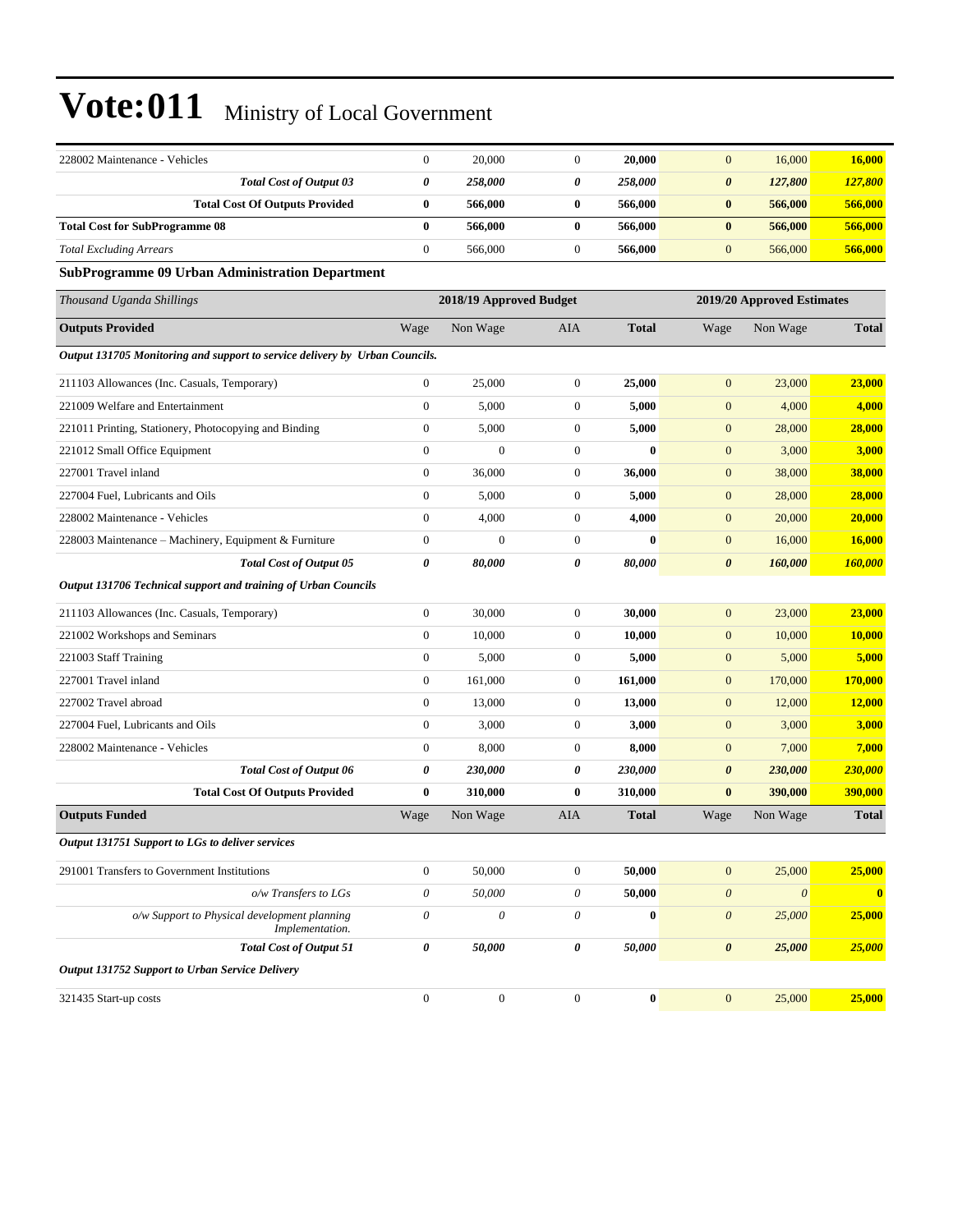# Vote:011 Ministry of Local Government

| | | | | | | | |
|---|---|---|---|---|---|---|---|
| 228002 Maintenance - Vehicles | 0 | 20,000 | 0 | **20,000** | 0 | 16,000 | **16,000** |
| ***Total Cost of Output 03*** | ***0*** | ***258,000*** | ***0*** | ***258,000*** | ***0*** | ***127,800*** | ***127,800*** |
| **Total Cost Of Outputs Provided** | **0** | **566,000** | **0** | **566,000** | **0** | **566,000** | **566,000** |
| **Total Cost for SubProgramme 08** | **0** | **566,000** | **0** | **566,000** | **0** | **566,000** | **566,000** |
| *Total Excluding Arrears* | 0 | 566,000 | 0 | 566,000 | 0 | 566,000 | **566,000** |

**SubProgramme 09 Urban Administration Department**

| *Thousand Uganda Shillings* | 2018/19 Approved Budget | | | | 2019/20 Approved Estimates | | |
|---|---|---|---|---|---|---|---|
| **Outputs Provided** | Wage | Non Wage | AIA | **Total** | Wage | Non Wage | **Total** |
| ***Output 131705 Monitoring and support to service delivery by Urban Councils.*** | | | | | | | |
| 211103 Allowances (Inc. Casuals, Temporary) | 0 | 25,000 | 0 | **25,000** | 0 | 23,000 | **23,000** |
| 221009 Welfare and Entertainment | 0 | 5,000 | 0 | **5,000** | 0 | 4,000 | **4,000** |
| 221011 Printing, Stationery, Photocopying and Binding | 0 | 5,000 | 0 | **5,000** | 0 | 28,000 | **28,000** |
| 221012 Small Office Equipment | 0 | 0 | 0 | **0** | 0 | 3,000 | **3,000** |
| 227001 Travel inland | 0 | 36,000 | 0 | **36,000** | 0 | 38,000 | **38,000** |
| 227004 Fuel, Lubricants and Oils | 0 | 5,000 | 0 | **5,000** | 0 | 28,000 | **28,000** |
| 228002 Maintenance - Vehicles | 0 | 4,000 | 0 | **4,000** | 0 | 20,000 | **20,000** |
| 228003 Maintenance – Machinery, Equipment & Furniture | 0 | 0 | 0 | **0** | 0 | 16,000 | **16,000** |
| ***Total Cost of Output 05*** | ***0*** | ***80,000*** | ***0*** | ***80,000*** | ***0*** | ***160,000*** | ***160,000*** |
| ***Output 131706 Technical support and training of Urban Councils*** | | | | | | | |
| 211103 Allowances (Inc. Casuals, Temporary) | 0 | 30,000 | 0 | **30,000** | 0 | 23,000 | **23,000** |
| 221002 Workshops and Seminars | 0 | 10,000 | 0 | **10,000** | 0 | 10,000 | **10,000** |
| 221003 Staff Training | 0 | 5,000 | 0 | **5,000** | 0 | 5,000 | **5,000** |
| 227001 Travel inland | 0 | 161,000 | 0 | **161,000** | 0 | 170,000 | **170,000** |
| 227002 Travel abroad | 0 | 13,000 | 0 | **13,000** | 0 | 12,000 | **12,000** |
| 227004 Fuel, Lubricants and Oils | 0 | 3,000 | 0 | **3,000** | 0 | 3,000 | **3,000** |
| 228002 Maintenance - Vehicles | 0 | 8,000 | 0 | **8,000** | 0 | 7,000 | **7,000** |
| ***Total Cost of Output 06*** | ***0*** | ***230,000*** | ***0*** | ***230,000*** | ***0*** | ***230,000*** | ***230,000*** |
| **Total Cost Of Outputs Provided** | **0** | **310,000** | **0** | **310,000** | **0** | **390,000** | **390,000** |
| **Outputs Funded** | Wage | Non Wage | AIA | **Total** | Wage | Non Wage | **Total** |
| ***Output 131751 Support to LGs to deliver services*** | | | | | | | |
| 291001 Transfers to Government Institutions | 0 | 50,000 | 0 | **50,000** | 0 | 25,000 | **25,000** |
| *o/w Transfers to LGs* | *0* | *50,000* | *0* | **50,000** | *0* | *0* | **0** |
| *o/w Support to Physical development planning Implementation.* | *0* | *0* | *0* | **0** | *0* | *25,000* | **25,000** |
| ***Total Cost of Output 51*** | ***0*** | ***50,000*** | ***0*** | ***50,000*** | ***0*** | ***25,000*** | ***25,000*** |
| ***Output 131752 Support to Urban Service Delivery*** | | | | | | | |
| 321435 Start-up costs | 0 | 0 | 0 | **0** | 0 | 25,000 | **25,000** |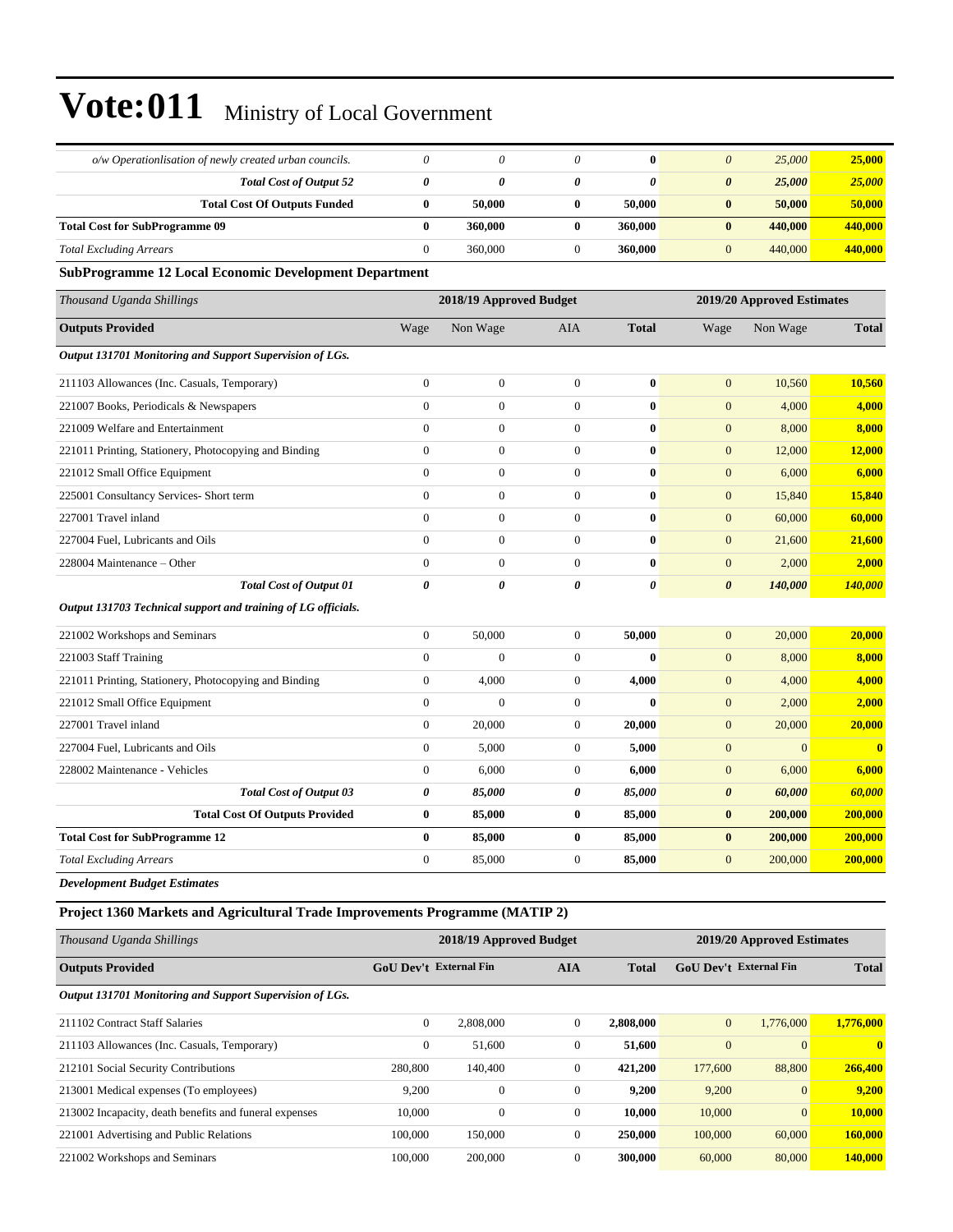# Vote:011 Ministry of Local Government

| | | | | | | | |
|---|---|---|---|---|---|---|---|
| *o/w Operationlisation of newly created urban councils.* | *0* | *0* | *0* | **0** | *0* | *25,000* | **25,000** |
| ***Total Cost of Output 52*** | ***0*** | ***0*** | ***0*** | ***0*** | ***0*** | ***25,000*** | ***25,000*** |
| **Total Cost Of Outputs Funded** | **0** | **50,000** | **0** | **50,000** | **0** | **50,000** | **50,000** |
| **Total Cost for SubProgramme 09** | **0** | **360,000** | **0** | **360,000** | **0** | **440,000** | **440,000** |
| *Total Excluding Arrears* | 0 | 360,000 | 0 | **360,000** | 0 | 440,000 | **440,000** |

**SubProgramme 12 Local Economic Development Department**

| *Thousand Uganda Shillings* | | 2018/19 Approved Budget | | | | 2019/20 Approved Estimates | |
|---|---|---|---|---|---|---|---|
| **Outputs Provided** | Wage | Non Wage | AIA | **Total** | Wage | Non Wage | **Total** |
| ***Output 131701 Monitoring and Support Supervision of LGs.*** | | | | | | | |
| 211103 Allowances (Inc. Casuals, Temporary) | 0 | 0 | 0 | **0** | 0 | 10,560 | **10,560** |
| 221007 Books, Periodicals & Newspapers | 0 | 0 | 0 | **0** | 0 | 4,000 | **4,000** |
| 221009 Welfare and Entertainment | 0 | 0 | 0 | **0** | 0 | 8,000 | **8,000** |
| 221011 Printing, Stationery, Photocopying and Binding | 0 | 0 | 0 | **0** | 0 | 12,000 | **12,000** |
| 221012 Small Office Equipment | 0 | 0 | 0 | **0** | 0 | 6,000 | **6,000** |
| 225001 Consultancy Services- Short term | 0 | 0 | 0 | **0** | 0 | 15,840 | **15,840** |
| 227001 Travel inland | 0 | 0 | 0 | **0** | 0 | 60,000 | **60,000** |
| 227004 Fuel, Lubricants and Oils | 0 | 0 | 0 | **0** | 0 | 21,600 | **21,600** |
| 228004 Maintenance – Other | 0 | 0 | 0 | **0** | 0 | 2,000 | **2,000** |
| ***Total Cost of Output 01*** | ***0*** | ***0*** | ***0*** | ***0*** | ***0*** | ***140,000*** | ***140,000*** |
| ***Output 131703 Technical support and training of LG officials.*** | | | | | | | |
| 221002 Workshops and Seminars | 0 | 50,000 | 0 | **50,000** | 0 | 20,000 | **20,000** |
| 221003 Staff Training | 0 | 0 | 0 | **0** | 0 | 8,000 | **8,000** |
| 221011 Printing, Stationery, Photocopying and Binding | 0 | 4,000 | 0 | **4,000** | 0 | 4,000 | **4,000** |
| 221012 Small Office Equipment | 0 | 0 | 0 | **0** | 0 | 2,000 | **2,000** |
| 227001 Travel inland | 0 | 20,000 | 0 | **20,000** | 0 | 20,000 | **20,000** |
| 227004 Fuel, Lubricants and Oils | 0 | 5,000 | 0 | **5,000** | 0 | 0 | **0** |
| 228002 Maintenance - Vehicles | 0 | 6,000 | 0 | **6,000** | 0 | 6,000 | **6,000** |
| ***Total Cost of Output 03*** | ***0*** | ***85,000*** | ***0*** | ***85,000*** | ***0*** | ***60,000*** | ***60,000*** |
| **Total Cost Of Outputs Provided** | **0** | **85,000** | **0** | **85,000** | **0** | **200,000** | **200,000** |
| **Total Cost for SubProgramme 12** | **0** | **85,000** | **0** | **85,000** | **0** | **200,000** | **200,000** |
| *Total Excluding Arrears* | 0 | 85,000 | 0 | **85,000** | 0 | 200,000 | **200,000** |

***Development Budget Estimates***

**Project 1360 Markets and Agricultural Trade Improvements Programme (MATIP 2)**

| *Thousand Uganda Shillings* | | 2018/19 Approved Budget | | | | 2019/20 Approved Estimates | |
|---|---|---|---|---|---|---|---|
| **Outputs Provided** | **GoU Dev't** | **External Fin** | **AIA** | **Total** | **GoU Dev't** | **External Fin** | **Total** |
| ***Output 131701 Monitoring and Support Supervision of LGs.*** | | | | | | | |
| 211102 Contract Staff Salaries | 0 | 2,808,000 | 0 | **2,808,000** | 0 | 1,776,000 | **1,776,000** |
| 211103 Allowances (Inc. Casuals, Temporary) | 0 | 51,600 | 0 | **51,600** | 0 | 0 | **0** |
| 212101 Social Security Contributions | 280,800 | 140,400 | 0 | **421,200** | 177,600 | 88,800 | **266,400** |
| 213001 Medical expenses (To employees) | 9,200 | 0 | 0 | **9,200** | 9,200 | 0 | **9,200** |
| 213002 Incapacity, death benefits and funeral expenses | 10,000 | 0 | 0 | **10,000** | 10,000 | 0 | **10,000** |
| 221001 Advertising and Public Relations | 100,000 | 150,000 | 0 | **250,000** | 100,000 | 60,000 | **160,000** |
| 221002 Workshops and Seminars | 100,000 | 200,000 | 0 | **300,000** | 60,000 | 80,000 | **140,000** |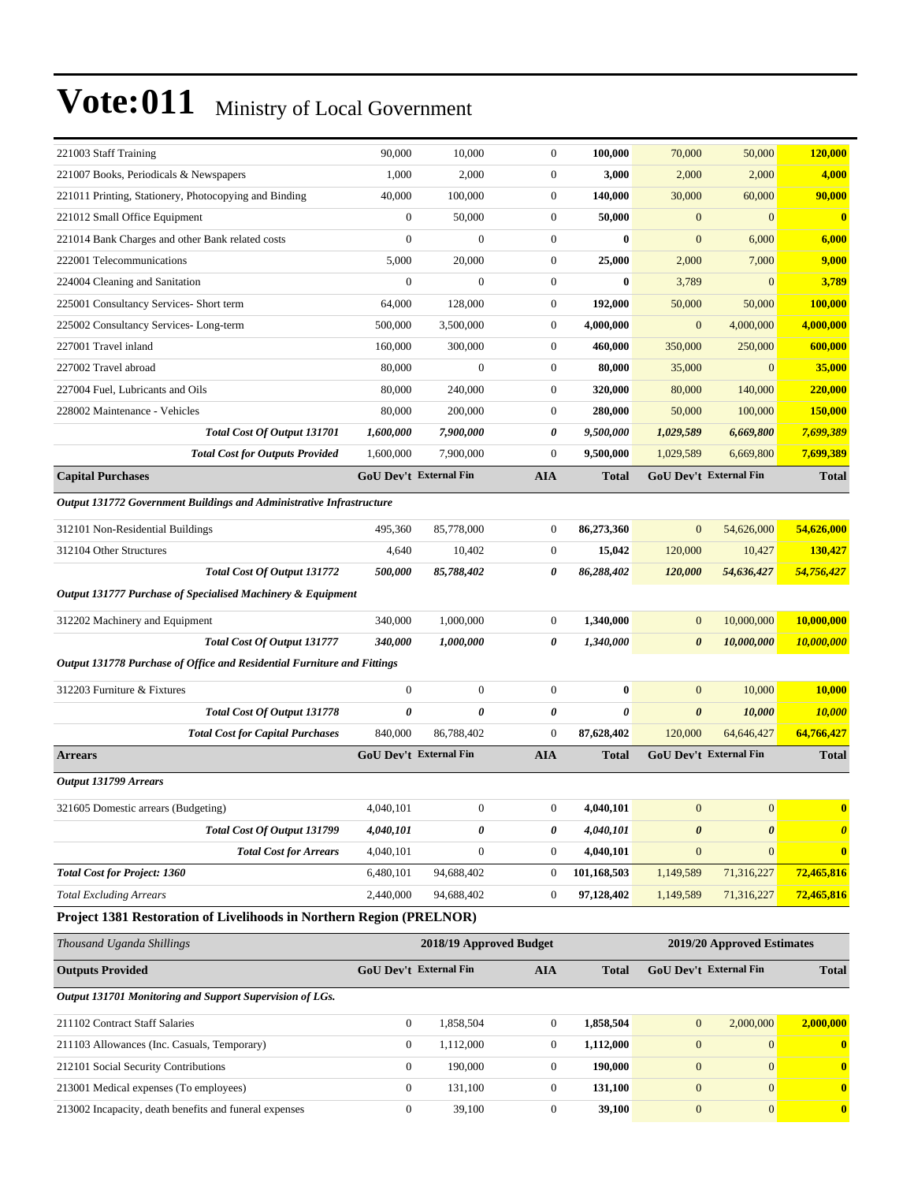# Vote:011 Ministry of Local Government

| | | | | | | | |
|---|---|---|---|---|---|---|---|
| 221003 Staff Training | 90,000 | 10,000 | 0 | **100,000** | 70,000 | 50,000 | **120,000** |
| 221007 Books, Periodicals & Newspapers | 1,000 | 2,000 | 0 | **3,000** | 2,000 | 2,000 | **4,000** |
| 221011 Printing, Stationery, Photocopying and Binding | 40,000 | 100,000 | 0 | **140,000** | 30,000 | 60,000 | **90,000** |
| 221012 Small Office Equipment | 0 | 50,000 | 0 | **50,000** | 0 | 0 | **0** |
| 221014 Bank Charges and other Bank related costs | 0 | 0 | 0 | **0** | 0 | 6,000 | **6,000** |
| 222001 Telecommunications | 5,000 | 20,000 | 0 | **25,000** | 2,000 | 7,000 | **9,000** |
| 224004 Cleaning and Sanitation | 0 | 0 | 0 | **0** | 3,789 | 0 | **3,789** |
| 225001 Consultancy Services- Short term | 64,000 | 128,000 | 0 | **192,000** | 50,000 | 50,000 | **100,000** |
| 225002 Consultancy Services- Long-term | 500,000 | 3,500,000 | 0 | **4,000,000** | 0 | 4,000,000 | **4,000,000** |
| 227001 Travel inland | 160,000 | 300,000 | 0 | **460,000** | 350,000 | 250,000 | **600,000** |
| 227002 Travel abroad | 80,000 | 0 | 0 | **80,000** | 35,000 | 0 | **35,000** |
| 227004 Fuel, Lubricants and Oils | 80,000 | 240,000 | 0 | **320,000** | 80,000 | 140,000 | **220,000** |
| 228002 Maintenance - Vehicles | 80,000 | 200,000 | 0 | **280,000** | 50,000 | 100,000 | **150,000** |
| ***Total Cost Of Output 131701*** | ***1,600,000*** | ***7,900,000*** | ***0*** | ***9,500,000*** | ***1,029,589*** | ***6,669,800*** | ***7,699,389*** |
| ***Total Cost for Outputs Provided*** | 1,600,000 | 7,900,000 | 0 | **9,500,000** | 1,029,589 | 6,669,800 | **7,699,389** |
| **Capital Purchases** | **GoU Dev't** | **External Fin** | **AIA** | **Total** | **GoU Dev't** | **External Fin** | **Total** |
| ***Output 131772 Government Buildings and Administrative Infrastructure*** | | | | | | | |
| 312101 Non-Residential Buildings | 495,360 | 85,778,000 | 0 | **86,273,360** | 0 | 54,626,000 | **54,626,000** |
| 312104 Other Structures | 4,640 | 10,402 | 0 | **15,042** | 120,000 | 10,427 | **130,427** |
| ***Total Cost Of Output 131772*** | ***500,000*** | ***85,788,402*** | ***0*** | ***86,288,402*** | ***120,000*** | ***54,636,427*** | ***54,756,427*** |
| ***Output 131777 Purchase of Specialised Machinery & Equipment*** | | | | | | | |
| 312202 Machinery and Equipment | 340,000 | 1,000,000 | 0 | **1,340,000** | 0 | 10,000,000 | **10,000,000** |
| ***Total Cost Of Output 131777*** | ***340,000*** | ***1,000,000*** | ***0*** | ***1,340,000*** | ***0*** | ***10,000,000*** | ***10,000,000*** |
| ***Output 131778 Purchase of Office and Residential Furniture and Fittings*** | | | | | | | |
| 312203 Furniture & Fixtures | 0 | 0 | 0 | **0** | 0 | 10,000 | **10,000** |
| ***Total Cost Of Output 131778*** | ***0*** | ***0*** | ***0*** | ***0*** | ***0*** | ***10,000*** | ***10,000*** |
| ***Total Cost for Capital Purchases*** | 840,000 | 86,788,402 | 0 | **87,628,402** | 120,000 | 64,646,427 | **64,766,427** |
| **Arrears** | **GoU Dev't** | **External Fin** | **AIA** | **Total** | **GoU Dev't** | **External Fin** | **Total** |
| ***Output 131799 Arrears*** | | | | | | | |
| 321605 Domestic arrears (Budgeting) | 4,040,101 | 0 | 0 | **4,040,101** | 0 | 0 | **0** |
| ***Total Cost Of Output 131799*** | ***4,040,101*** | ***0*** | ***0*** | ***4,040,101*** | ***0*** | ***0*** | ***0*** |
| ***Total Cost for Arrears*** | 4,040,101 | 0 | 0 | **4,040,101** | 0 | 0 | **0** |
| ***Total Cost for Project: 1360*** | 6,480,101 | 94,688,402 | 0 | **101,168,503** | 1,149,589 | 71,316,227 | **72,465,816** |
| *Total Excluding Arrears* | 2,440,000 | 94,688,402 | 0 | **97,128,402** | 1,149,589 | 71,316,227 | **72,465,816** |

### Project 1381 Restoration of Livelihoods in Northern Region (PRELNOR)

| *Thousand Uganda Shillings* | 2018/19 Approved Budget | | | | 2019/20 Approved Estimates | | |
|---|---|---|---|---|---|---|---|
| **Outputs Provided** | **GoU Dev't** | **External Fin** | **AIA** | **Total** | **GoU Dev't** | **External Fin** | **Total** |
| ***Output 131701 Monitoring and Support Supervision of LGs.*** | | | | | | | |
| 211102 Contract Staff Salaries | 0 | 1,858,504 | 0 | **1,858,504** | 0 | 2,000,000 | **2,000,000** |
| 211103 Allowances (Inc. Casuals, Temporary) | 0 | 1,112,000 | 0 | **1,112,000** | 0 | 0 | **0** |
| 212101 Social Security Contributions | 0 | 190,000 | 0 | **190,000** | 0 | 0 | **0** |
| 213001 Medical expenses (To employees) | 0 | 131,100 | 0 | **131,100** | 0 | 0 | **0** |
| 213002 Incapacity, death benefits and funeral expenses | 0 | 39,100 | 0 | **39,100** | 0 | 0 | **0** |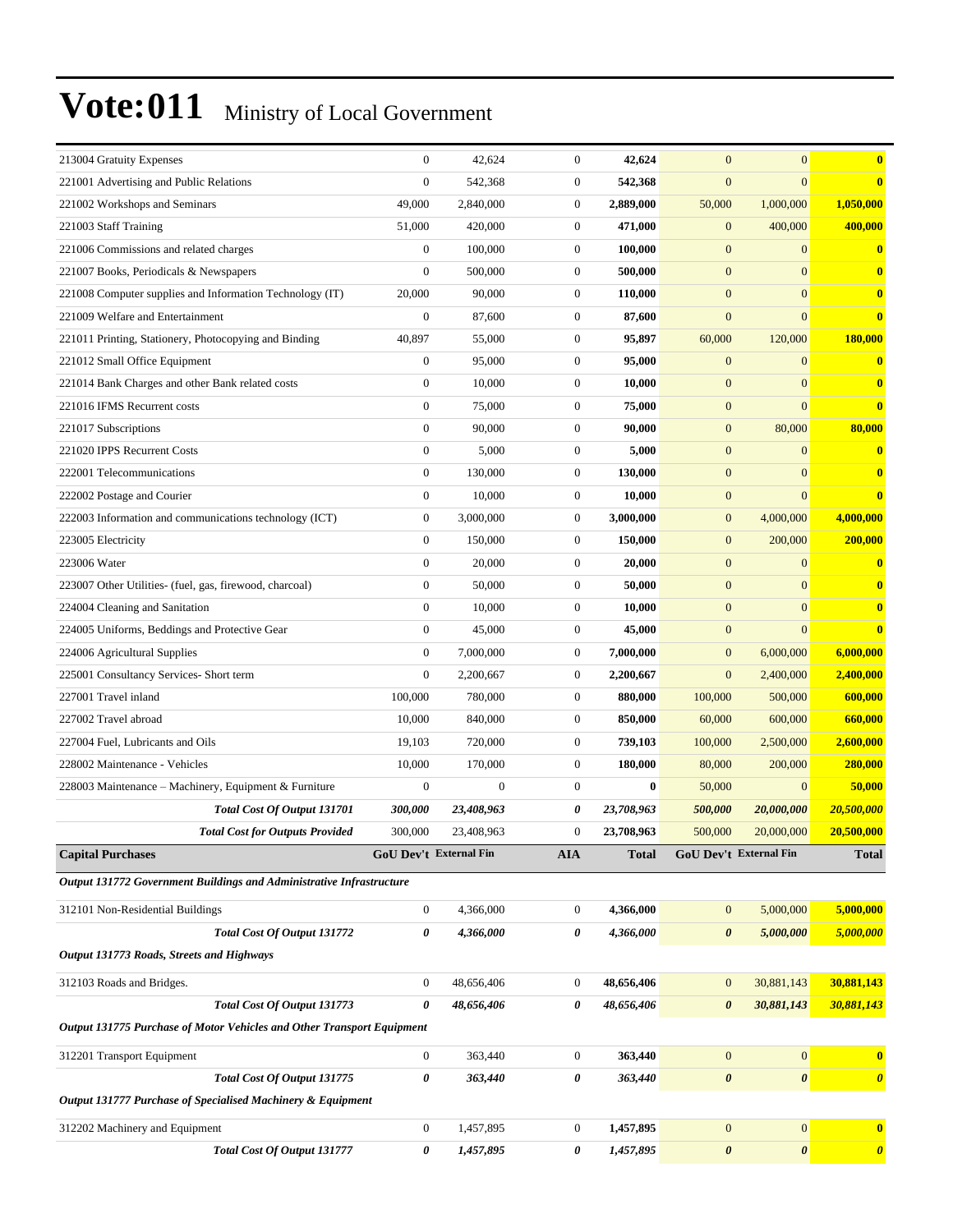# Vote:011 Ministry of Local Government

| | | | | | | | |
|---|---|---|---|---|---|---|---|
| 213004 Gratuity Expenses | 0 | 42,624 | 0 | **42,624** | 0 | 0 | **0** |
| 221001 Advertising and Public Relations | 0 | 542,368 | 0 | **542,368** | 0 | 0 | **0** |
| 221002 Workshops and Seminars | 49,000 | 2,840,000 | 0 | **2,889,000** | 50,000 | 1,000,000 | **1,050,000** |
| 221003 Staff Training | 51,000 | 420,000 | 0 | **471,000** | 0 | 400,000 | **400,000** |
| 221006 Commissions and related charges | 0 | 100,000 | 0 | **100,000** | 0 | 0 | **0** |
| 221007 Books, Periodicals & Newspapers | 0 | 500,000 | 0 | **500,000** | 0 | 0 | **0** |
| 221008 Computer supplies and Information Technology (IT) | 20,000 | 90,000 | 0 | **110,000** | 0 | 0 | **0** |
| 221009 Welfare and Entertainment | 0 | 87,600 | 0 | **87,600** | 0 | 0 | **0** |
| 221011 Printing, Stationery, Photocopying and Binding | 40,897 | 55,000 | 0 | **95,897** | 60,000 | 120,000 | **180,000** |
| 221012 Small Office Equipment | 0 | 95,000 | 0 | **95,000** | 0 | 0 | **0** |
| 221014 Bank Charges and other Bank related costs | 0 | 10,000 | 0 | **10,000** | 0 | 0 | **0** |
| 221016 IFMS Recurrent costs | 0 | 75,000 | 0 | **75,000** | 0 | 0 | **0** |
| 221017 Subscriptions | 0 | 90,000 | 0 | **90,000** | 0 | 80,000 | **80,000** |
| 221020 IPPS Recurrent Costs | 0 | 5,000 | 0 | **5,000** | 0 | 0 | **0** |
| 222001 Telecommunications | 0 | 130,000 | 0 | **130,000** | 0 | 0 | **0** |
| 222002 Postage and Courier | 0 | 10,000 | 0 | **10,000** | 0 | 0 | **0** |
| 222003 Information and communications technology (ICT) | 0 | 3,000,000 | 0 | **3,000,000** | 0 | 4,000,000 | **4,000,000** |
| 223005 Electricity | 0 | 150,000 | 0 | **150,000** | 0 | 200,000 | **200,000** |
| 223006 Water | 0 | 20,000 | 0 | **20,000** | 0 | 0 | **0** |
| 223007 Other Utilities- (fuel, gas, firewood, charcoal) | 0 | 50,000 | 0 | **50,000** | 0 | 0 | **0** |
| 224004 Cleaning and Sanitation | 0 | 10,000 | 0 | **10,000** | 0 | 0 | **0** |
| 224005 Uniforms, Beddings and Protective Gear | 0 | 45,000 | 0 | **45,000** | 0 | 0 | **0** |
| 224006 Agricultural Supplies | 0 | 7,000,000 | 0 | **7,000,000** | 0 | 6,000,000 | **6,000,000** |
| 225001 Consultancy Services- Short term | 0 | 2,200,667 | 0 | **2,200,667** | 0 | 2,400,000 | **2,400,000** |
| 227001 Travel inland | 100,000 | 780,000 | 0 | **880,000** | 100,000 | 500,000 | **600,000** |
| 227002 Travel abroad | 10,000 | 840,000 | 0 | **850,000** | 60,000 | 600,000 | **660,000** |
| 227004 Fuel, Lubricants and Oils | 19,103 | 720,000 | 0 | **739,103** | 100,000 | 2,500,000 | **2,600,000** |
| 228002 Maintenance - Vehicles | 10,000 | 170,000 | 0 | **180,000** | 80,000 | 200,000 | **280,000** |
| 228003 Maintenance – Machinery, Equipment & Furniture | 0 | 0 | 0 | **0** | 50,000 | 0 | **50,000** |
| ***Total Cost Of Output 131701*** | ***300,000*** | ***23,408,963*** | ***0*** | ***23,708,963*** | ***500,000*** | ***20,000,000*** | ***20,500,000*** |
| ***Total Cost for Outputs Provided*** | 300,000 | 23,408,963 | 0 | 23,708,963 | 500,000 | 20,000,000 | 20,500,000 |
| **Capital Purchases** | **GoU Dev't** | **External Fin** | **AIA** | **Total** | **GoU Dev't** | **External Fin** | **Total** |
| ***Output 131772 Government Buildings and Administrative Infrastructure*** | | | | | | | |
| 312101 Non-Residential Buildings | 0 | 4,366,000 | 0 | **4,366,000** | 0 | 5,000,000 | **5,000,000** |
| ***Total Cost Of Output 131772*** | ***0*** | ***4,366,000*** | ***0*** | ***4,366,000*** | ***0*** | ***5,000,000*** | ***5,000,000*** |
| ***Output 131773 Roads, Streets and Highways*** | | | | | | | |
| 312103 Roads and Bridges. | 0 | 48,656,406 | 0 | **48,656,406** | 0 | 30,881,143 | **30,881,143** |
| ***Total Cost Of Output 131773*** | ***0*** | ***48,656,406*** | ***0*** | ***48,656,406*** | ***0*** | ***30,881,143*** | ***30,881,143*** |
| ***Output 131775 Purchase of Motor Vehicles and Other Transport Equipment*** | | | | | | | |
| 312201 Transport Equipment | 0 | 363,440 | 0 | **363,440** | 0 | 0 | **0** |
| ***Total Cost Of Output 131775*** | ***0*** | ***363,440*** | ***0*** | ***363,440*** | ***0*** | ***0*** | ***0*** |
| ***Output 131777 Purchase of Specialised Machinery & Equipment*** | | | | | | | |
| 312202 Machinery and Equipment | 0 | 1,457,895 | 0 | **1,457,895** | 0 | 0 | **0** |
| ***Total Cost Of Output 131777*** | ***0*** | ***1,457,895*** | ***0*** | ***1,457,895*** | ***0*** | ***0*** | ***0*** |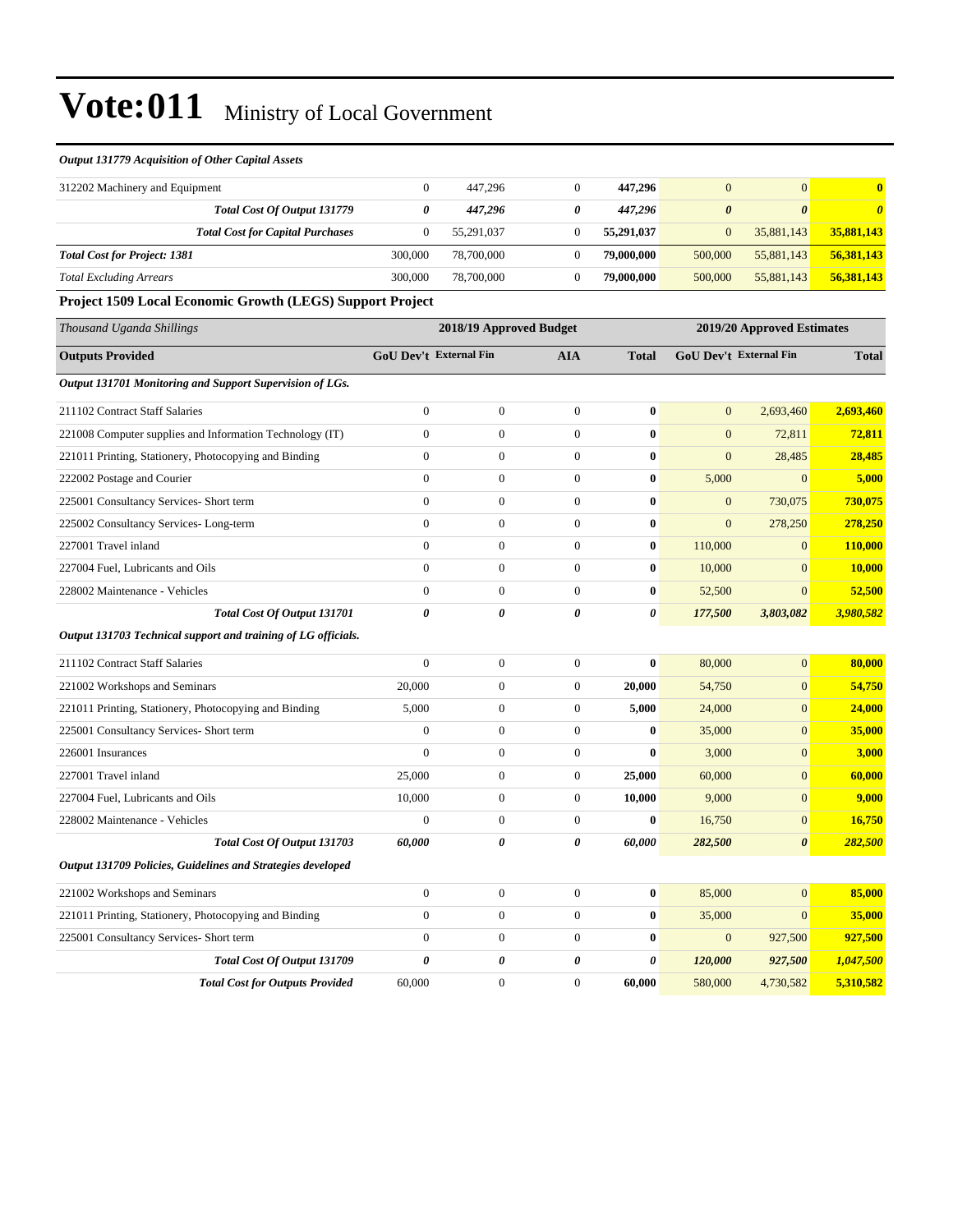# Vote:011 Ministry of Local Government

| *Output 131779 Acquisition of Other Capital Assets* | | | | | | | |
|---|---|---|---|---|---|---|---|
| 312202 Machinery and Equipment | 0 | 447,296 | 0 | **447,296** | 0 | 0 | **0** |
| ***Total Cost Of Output 131779*** | ***0*** | ***447,296*** | ***0*** | ***447,296*** | ***0*** | ***0*** | ***0*** |
| ***Total Cost for Capital Purchases*** | 0 | 55,291,037 | 0 | **55,291,037** | 0 | 35,881,143 | **35,881,143** |
| ***Total Cost for Project: 1381*** | 300,000 | 78,700,000 | 0 | **79,000,000** | 500,000 | 55,881,143 | **56,381,143** |
| *Total Excluding Arrears* | 300,000 | 78,700,000 | 0 | **79,000,000** | 500,000 | 55,881,143 | **56,381,143** |

**Project 1509 Local Economic Growth (LEGS) Support Project**

| *Thousand Uganda Shillings* | 2018/19 Approved Budget | | | | 2019/20 Approved Estimates | | |
|---|---|---|---|---|---|---|---|
| **Outputs Provided** | **GoU Dev't** | **External Fin** | **AIA** | **Total** | **GoU Dev't** | **External Fin** | **Total** |
| ***Output 131701 Monitoring and Support Supervision of LGs.*** | | | | | | | |
| 211102 Contract Staff Salaries | 0 | 0 | 0 | **0** | 0 | 2,693,460 | **2,693,460** |
| 221008 Computer supplies and Information Technology (IT) | 0 | 0 | 0 | **0** | 0 | 72,811 | **72,811** |
| 221011 Printing, Stationery, Photocopying and Binding | 0 | 0 | 0 | **0** | 0 | 28,485 | **28,485** |
| 222002 Postage and Courier | 0 | 0 | 0 | **0** | 5,000 | 0 | **5,000** |
| 225001 Consultancy Services- Short term | 0 | 0 | 0 | **0** | 0 | 730,075 | **730,075** |
| 225002 Consultancy Services- Long-term | 0 | 0 | 0 | **0** | 0 | 278,250 | **278,250** |
| 227001 Travel inland | 0 | 0 | 0 | **0** | 110,000 | 0 | **110,000** |
| 227004 Fuel, Lubricants and Oils | 0 | 0 | 0 | **0** | 10,000 | 0 | **10,000** |
| 228002 Maintenance - Vehicles | 0 | 0 | 0 | **0** | 52,500 | 0 | **52,500** |
| ***Total Cost Of Output 131701*** | ***0*** | ***0*** | ***0*** | ***0*** | ***177,500*** | ***3,803,082*** | ***3,980,582*** |
| ***Output 131703 Technical support and training of LG officials.*** | | | | | | | |
| 211102 Contract Staff Salaries | 0 | 0 | 0 | **0** | 80,000 | 0 | **80,000** |
| 221002 Workshops and Seminars | 20,000 | 0 | 0 | **20,000** | 54,750 | 0 | **54,750** |
| 221011 Printing, Stationery, Photocopying and Binding | 5,000 | 0 | 0 | **5,000** | 24,000 | 0 | **24,000** |
| 225001 Consultancy Services- Short term | 0 | 0 | 0 | **0** | 35,000 | 0 | **35,000** |
| 226001 Insurances | 0 | 0 | 0 | **0** | 3,000 | 0 | **3,000** |
| 227001 Travel inland | 25,000 | 0 | 0 | **25,000** | 60,000 | 0 | **60,000** |
| 227004 Fuel, Lubricants and Oils | 10,000 | 0 | 0 | **10,000** | 9,000 | 0 | **9,000** |
| 228002 Maintenance - Vehicles | 0 | 0 | 0 | **0** | 16,750 | 0 | **16,750** |
| ***Total Cost Of Output 131703*** | ***60,000*** | ***0*** | ***0*** | ***60,000*** | ***282,500*** | ***0*** | ***282,500*** |
| ***Output 131709 Policies, Guidelines and Strategies developed*** | | | | | | | |
| 221002 Workshops and Seminars | 0 | 0 | 0 | **0** | 85,000 | 0 | **85,000** |
| 221011 Printing, Stationery, Photocopying and Binding | 0 | 0 | 0 | **0** | 35,000 | 0 | **35,000** |
| 225001 Consultancy Services- Short term | 0 | 0 | 0 | **0** | 0 | 927,500 | **927,500** |
| ***Total Cost Of Output 131709*** | ***0*** | ***0*** | ***0*** | ***0*** | ***120,000*** | ***927,500*** | ***1,047,500*** |
| ***Total Cost for Outputs Provided*** | 60,000 | 0 | 0 | **60,000** | 580,000 | 4,730,582 | **5,310,582** |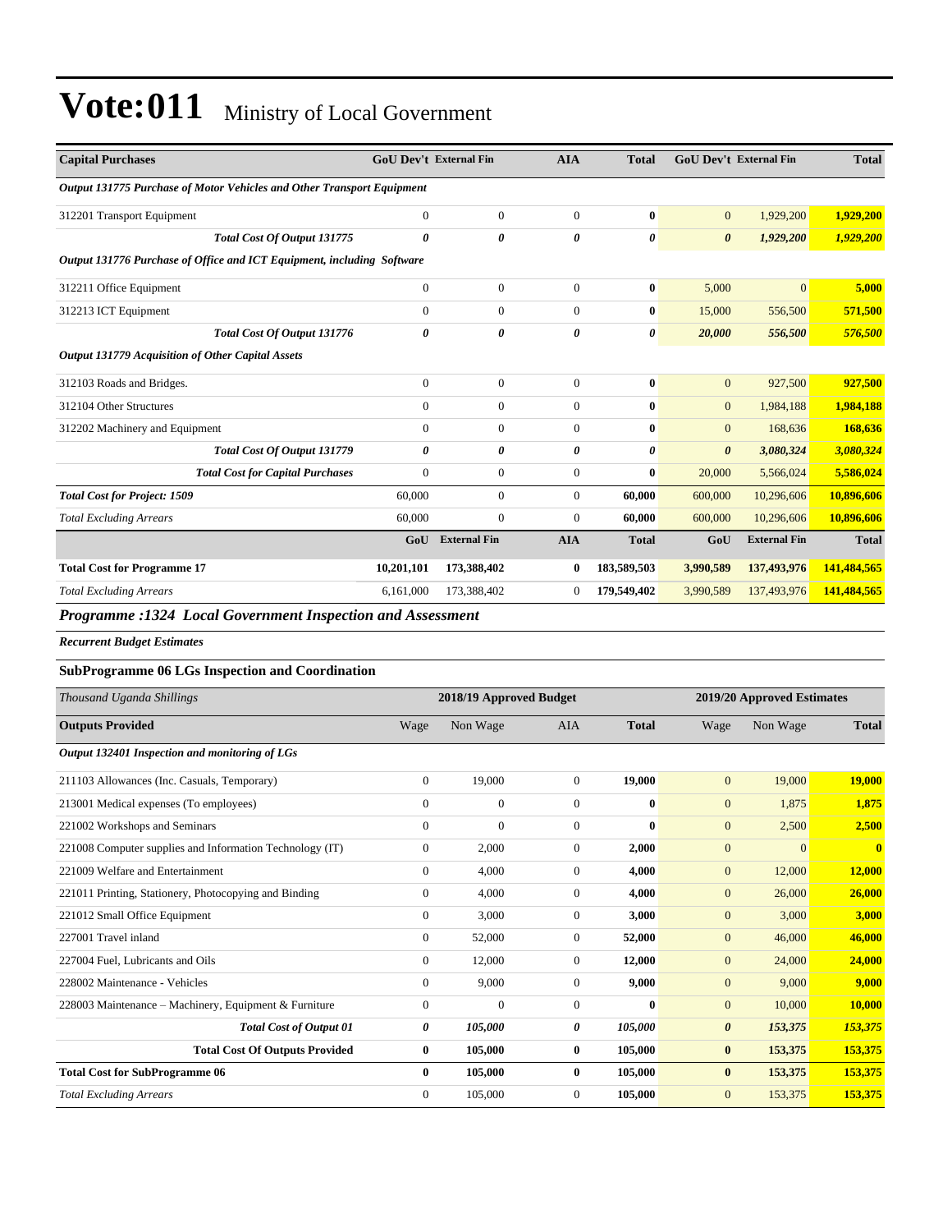# Vote:011 Ministry of Local Government

| Capital Purchases | GoU Dev't | External Fin | AIA | Total | GoU Dev't | External Fin | Total |
|---|---|---|---|---|---|---|---|
| *Output 131775 Purchase of Motor Vehicles and Other Transport Equipment* | | | | | | | |
| 312201 Transport Equipment | 0 | 0 | 0 | **0** | 0 | 1,929,200 | **1,929,200** |
| ***Total Cost Of Output 131775*** | ***0*** | ***0*** | ***0*** | ***0*** | ***0*** | ***1,929,200*** | ***1,929,200*** |
| *Output 131776 Purchase of Office and ICT Equipment, including Software* | | | | | | | |
| 312211 Office Equipment | 0 | 0 | 0 | **0** | 5,000 | 0 | **5,000** |
| 312213 ICT Equipment | 0 | 0 | 0 | **0** | 15,000 | 556,500 | **571,500** |
| ***Total Cost Of Output 131776*** | ***0*** | ***0*** | ***0*** | ***0*** | ***20,000*** | ***556,500*** | ***576,500*** |
| *Output 131779 Acquisition of Other Capital Assets* | | | | | | | |
| 312103 Roads and Bridges. | 0 | 0 | 0 | **0** | 0 | 927,500 | **927,500** |
| 312104 Other Structures | 0 | 0 | 0 | **0** | 0 | 1,984,188 | **1,984,188** |
| 312202 Machinery and Equipment | 0 | 0 | 0 | **0** | 0 | 168,636 | **168,636** |
| ***Total Cost Of Output 131779*** | ***0*** | ***0*** | ***0*** | ***0*** | ***0*** | ***3,080,324*** | ***3,080,324*** |
| ***Total Cost for Capital Purchases*** | 0 | 0 | 0 | **0** | 20,000 | 5,566,024 | **5,586,024** |
| ***Total Cost for Project: 1509*** | 60,000 | 0 | 0 | **60,000** | 600,000 | 10,296,606 | **10,896,606** |
| *Total Excluding Arrears* | 60,000 | 0 | 0 | **60,000** | 600,000 | 10,296,606 | **10,896,606** |
| | **GoU** | **External Fin** | **AIA** | **Total** | **GoU** | **External Fin** | **Total** |
| **Total Cost for Programme 17** | **10,201,101** | **173,388,402** | **0** | **183,589,503** | **3,990,589** | **137,493,976** | **141,484,565** |
| *Total Excluding Arrears* | 6,161,000 | 173,388,402 | 0 | **179,549,402** | 3,990,589 | 137,493,976 | **141,484,565** |

## *Programme :1324 Local Government Inspection and Assessment*

***Recurrent Budget Estimates***

### SubProgramme 06 LGs Inspection and Coordination

| *Thousand Uganda Shillings* | 2018/19 Approved Budget | | | | 2019/20 Approved Estimates | | |
|---|---|---|---|---|---|---|---|
| **Outputs Provided** | Wage | Non Wage | AIA | **Total** | Wage | Non Wage | **Total** |
| *Output 132401 Inspection and monitoring of LGs* | | | | | | | |
| 211103 Allowances (Inc. Casuals, Temporary) | 0 | 19,000 | 0 | **19,000** | 0 | 19,000 | **19,000** |
| 213001 Medical expenses (To employees) | 0 | 0 | 0 | **0** | 0 | 1,875 | **1,875** |
| 221002 Workshops and Seminars | 0 | 0 | 0 | **0** | 0 | 2,500 | **2,500** |
| 221008 Computer supplies and Information Technology (IT) | 0 | 2,000 | 0 | **2,000** | 0 | 0 | **0** |
| 221009 Welfare and Entertainment | 0 | 4,000 | 0 | **4,000** | 0 | 12,000 | **12,000** |
| 221011 Printing, Stationery, Photocopying and Binding | 0 | 4,000 | 0 | **4,000** | 0 | 26,000 | **26,000** |
| 221012 Small Office Equipment | 0 | 3,000 | 0 | **3,000** | 0 | 3,000 | **3,000** |
| 227001 Travel inland | 0 | 52,000 | 0 | **52,000** | 0 | 46,000 | **46,000** |
| 227004 Fuel, Lubricants and Oils | 0 | 12,000 | 0 | **12,000** | 0 | 24,000 | **24,000** |
| 228002 Maintenance - Vehicles | 0 | 9,000 | 0 | **9,000** | 0 | 9,000 | **9,000** |
| 228003 Maintenance – Machinery, Equipment & Furniture | 0 | 0 | 0 | **0** | 0 | 10,000 | **10,000** |
| ***Total Cost of Output 01*** | ***0*** | ***105,000*** | ***0*** | ***105,000*** | ***0*** | ***153,375*** | ***153,375*** |
| **Total Cost Of Outputs Provided** | **0** | **105,000** | **0** | **105,000** | **0** | **153,375** | **153,375** |
| **Total Cost for SubProgramme 06** | **0** | **105,000** | **0** | **105,000** | **0** | **153,375** | **153,375** |
| *Total Excluding Arrears* | 0 | 105,000 | 0 | **105,000** | 0 | 153,375 | **153,375** |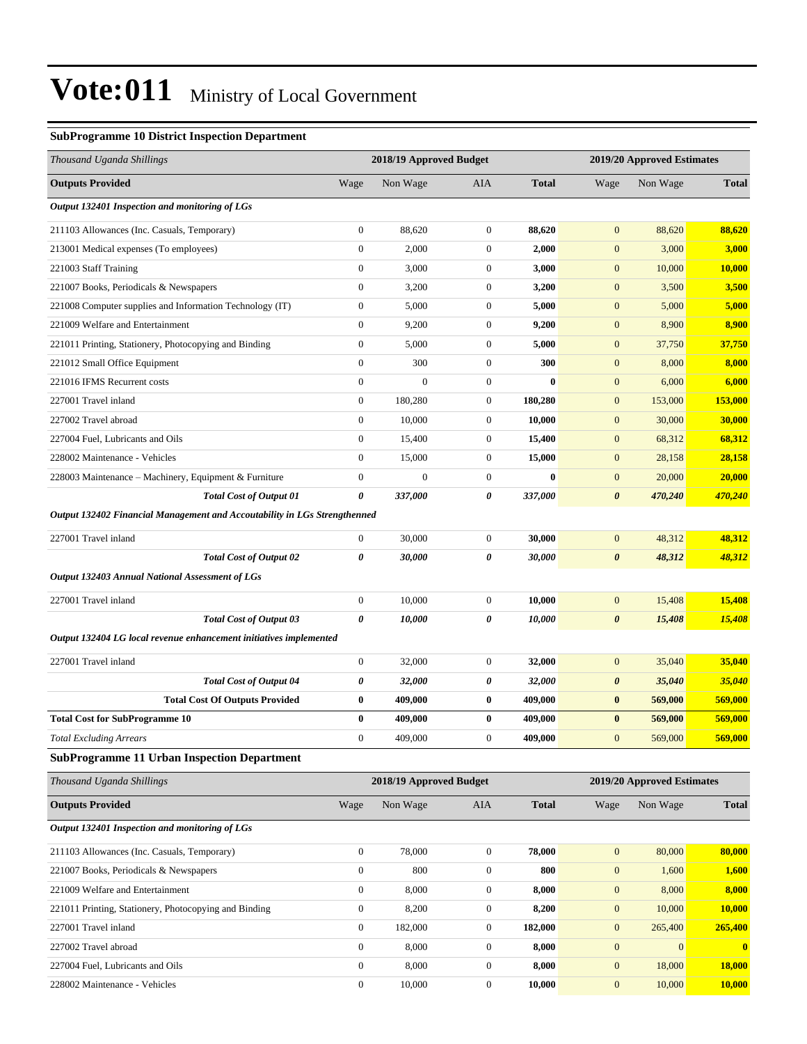# Vote:011 Ministry of Local Government

### SubProgramme 10 District Inspection Department

| *Thousand Uganda Shillings* | 2018/19 Approved Budget | | | | 2019/20 Approved Estimates | | |
|---|---|---|---|---|---|---|---|
| **Outputs Provided** | Wage | Non Wage | AIA | **Total** | Wage | Non Wage | **Total** |
| ***Output 132401 Inspection and monitoring of LGs*** | | | | | | | |
| 211103 Allowances (Inc. Casuals, Temporary) | 0 | 88,620 | 0 | **88,620** | 0 | 88,620 | **88,620** |
| 213001 Medical expenses (To employees) | 0 | 2,000 | 0 | **2,000** | 0 | 3,000 | **3,000** |
| 221003 Staff Training | 0 | 3,000 | 0 | **3,000** | 0 | 10,000 | **10,000** |
| 221007 Books, Periodicals & Newspapers | 0 | 3,200 | 0 | **3,200** | 0 | 3,500 | **3,500** |
| 221008 Computer supplies and Information Technology (IT) | 0 | 5,000 | 0 | **5,000** | 0 | 5,000 | **5,000** |
| 221009 Welfare and Entertainment | 0 | 9,200 | 0 | **9,200** | 0 | 8,900 | **8,900** |
| 221011 Printing, Stationery, Photocopying and Binding | 0 | 5,000 | 0 | **5,000** | 0 | 37,750 | **37,750** |
| 221012 Small Office Equipment | 0 | 300 | 0 | **300** | 0 | 8,000 | **8,000** |
| 221016 IFMS Recurrent costs | 0 | 0 | 0 | **0** | 0 | 6,000 | **6,000** |
| 227001 Travel inland | 0 | 180,280 | 0 | **180,280** | 0 | 153,000 | **153,000** |
| 227002 Travel abroad | 0 | 10,000 | 0 | **10,000** | 0 | 30,000 | **30,000** |
| 227004 Fuel, Lubricants and Oils | 0 | 15,400 | 0 | **15,400** | 0 | 68,312 | **68,312** |
| 228002 Maintenance - Vehicles | 0 | 15,000 | 0 | **15,000** | 0 | 28,158 | **28,158** |
| 228003 Maintenance – Machinery, Equipment & Furniture | 0 | 0 | 0 | **0** | 0 | 20,000 | **20,000** |
| ***Total Cost of Output 01*** | ***0*** | ***337,000*** | ***0*** | ***337,000*** | ***0*** | ***470,240*** | ***470,240*** |
| ***Output 132402 Financial Management and Accoutability in LGs Strengthenned*** | | | | | | | |
| 227001 Travel inland | 0 | 30,000 | 0 | **30,000** | 0 | 48,312 | **48,312** |
| ***Total Cost of Output 02*** | ***0*** | ***30,000*** | ***0*** | ***30,000*** | ***0*** | ***48,312*** | ***48,312*** |
| ***Output 132403 Annual National Assessment of LGs*** | | | | | | | |
| 227001 Travel inland | 0 | 10,000 | 0 | **10,000** | 0 | 15,408 | **15,408** |
| ***Total Cost of Output 03*** | ***0*** | ***10,000*** | ***0*** | ***10,000*** | ***0*** | ***15,408*** | ***15,408*** |
| ***Output 132404 LG local revenue enhancement initiatives implemented*** | | | | | | | |
| 227001 Travel inland | 0 | 32,000 | 0 | **32,000** | 0 | 35,040 | **35,040** |
| ***Total Cost of Output 04*** | ***0*** | ***32,000*** | ***0*** | ***32,000*** | ***0*** | ***35,040*** | ***35,040*** |
| **Total Cost Of Outputs Provided** | **0** | **409,000** | **0** | **409,000** | **0** | **569,000** | **569,000** |
| **Total Cost for SubProgramme 10** | **0** | **409,000** | **0** | **409,000** | **0** | **569,000** | **569,000** |
| *Total Excluding Arrears* | 0 | 409,000 | 0 | **409,000** | 0 | 569,000 | **569,000** |

### SubProgramme 11 Urban Inspection Department

| *Thousand Uganda Shillings* | 2018/19 Approved Budget | | | | 2019/20 Approved Estimates | | |
|---|---|---|---|---|---|---|---|
| **Outputs Provided** | Wage | Non Wage | AIA | **Total** | Wage | Non Wage | **Total** |
| ***Output 132401 Inspection and monitoring of LGs*** | | | | | | | |
| 211103 Allowances (Inc. Casuals, Temporary) | 0 | 78,000 | 0 | **78,000** | 0 | 80,000 | **80,000** |
| 221007 Books, Periodicals & Newspapers | 0 | 800 | 0 | **800** | 0 | 1,600 | **1,600** |
| 221009 Welfare and Entertainment | 0 | 8,000 | 0 | **8,000** | 0 | 8,000 | **8,000** |
| 221011 Printing, Stationery, Photocopying and Binding | 0 | 8,200 | 0 | **8,200** | 0 | 10,000 | **10,000** |
| 227001 Travel inland | 0 | 182,000 | 0 | **182,000** | 0 | 265,400 | **265,400** |
| 227002 Travel abroad | 0 | 8,000 | 0 | **8,000** | 0 | 0 | **0** |
| 227004 Fuel, Lubricants and Oils | 0 | 8,000 | 0 | **8,000** | 0 | 18,000 | **18,000** |
| 228002 Maintenance - Vehicles | 0 | 10,000 | 0 | **10,000** | 0 | 10,000 | **10,000** |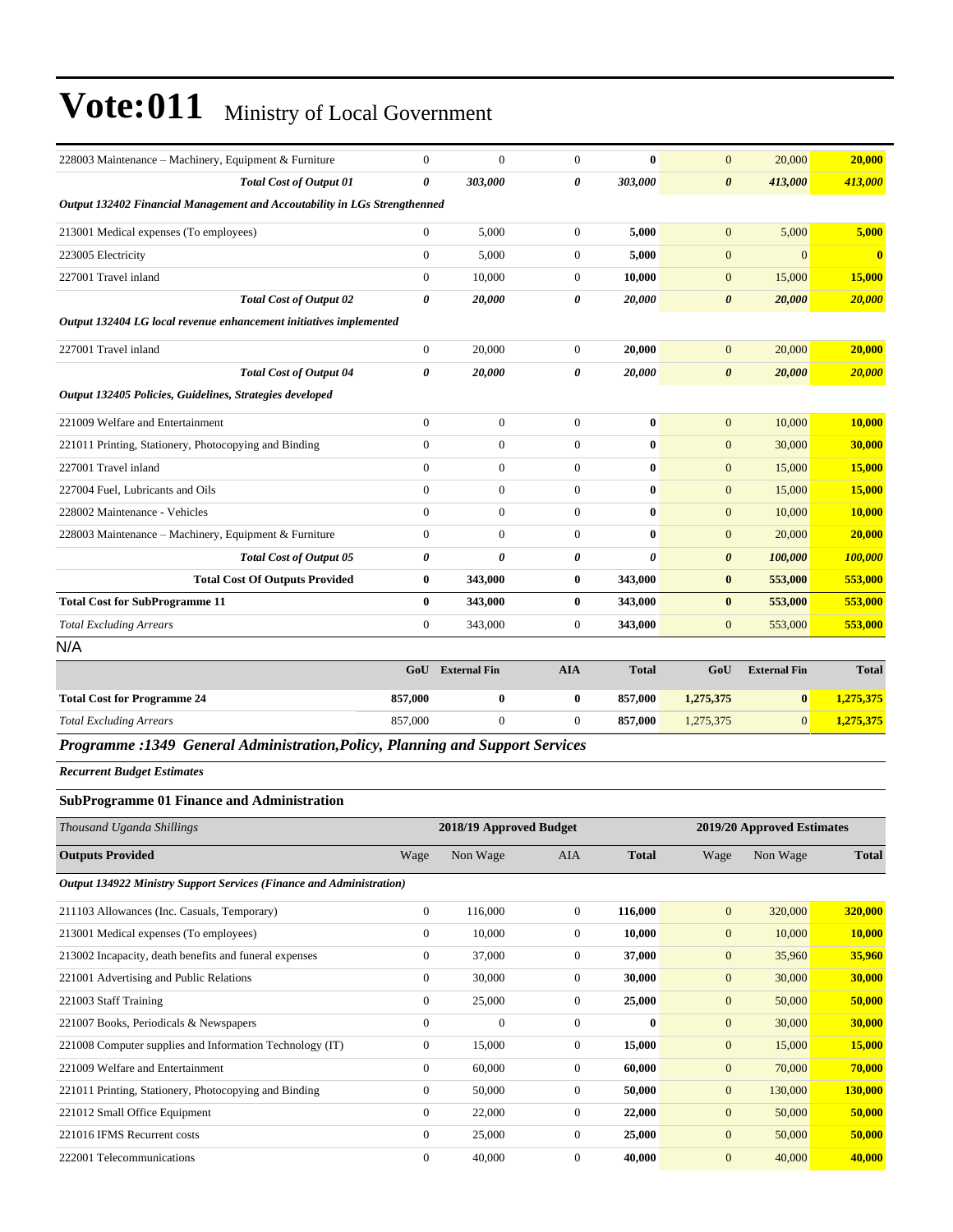# Vote:011 Ministry of Local Government

| | | | | | | | |
|---|---|---|---|---|---|---|---|
| 228003 Maintenance – Machinery, Equipment & Furniture | 0 | 0 | 0 | **0** | 0 | 20,000 | **20,000** |
| ***Total Cost of Output 01*** | ***0*** | ***303,000*** | ***0*** | ***303,000*** | ***0*** | ***413,000*** | ***413,000*** |
| ***Output 132402 Financial Management and Accoutability in LGs Strengthenned*** | | | | | | | |
| 213001 Medical expenses (To employees) | 0 | 5,000 | 0 | **5,000** | 0 | 5,000 | **5,000** |
| 223005 Electricity | 0 | 5,000 | 0 | **5,000** | 0 | 0 | **0** |
| 227001 Travel inland | 0 | 10,000 | 0 | **10,000** | 0 | 15,000 | **15,000** |
| ***Total Cost of Output 02*** | ***0*** | ***20,000*** | ***0*** | ***20,000*** | ***0*** | ***20,000*** | ***20,000*** |
| ***Output 132404 LG local revenue enhancement initiatives implemented*** | | | | | | | |
| 227001 Travel inland | 0 | 20,000 | 0 | **20,000** | 0 | 20,000 | **20,000** |
| ***Total Cost of Output 04*** | ***0*** | ***20,000*** | ***0*** | ***20,000*** | ***0*** | ***20,000*** | ***20,000*** |
| ***Output 132405 Policies, Guidelines, Strategies developed*** | | | | | | | |
| 221009 Welfare and Entertainment | 0 | 0 | 0 | **0** | 0 | 10,000 | **10,000** |
| 221011 Printing, Stationery, Photocopying and Binding | 0 | 0 | 0 | **0** | 0 | 30,000 | **30,000** |
| 227001 Travel inland | 0 | 0 | 0 | **0** | 0 | 15,000 | **15,000** |
| 227004 Fuel, Lubricants and Oils | 0 | 0 | 0 | **0** | 0 | 15,000 | **15,000** |
| 228002 Maintenance - Vehicles | 0 | 0 | 0 | **0** | 0 | 10,000 | **10,000** |
| 228003 Maintenance – Machinery, Equipment & Furniture | 0 | 0 | 0 | **0** | 0 | 20,000 | **20,000** |
| ***Total Cost of Output 05*** | ***0*** | ***0*** | ***0*** | ***0*** | ***0*** | ***100,000*** | ***100,000*** |
| **Total Cost Of Outputs Provided** | **0** | **343,000** | **0** | **343,000** | **0** | **553,000** | **553,000** |
| **Total Cost for SubProgramme 11** | **0** | **343,000** | **0** | **343,000** | **0** | **553,000** | **553,000** |
| *Total Excluding Arrears* | 0 | 343,000 | 0 | **343,000** | 0 | 553,000 | **553,000** |

N/A

| | GoU | External Fin | AIA | Total | GoU | External Fin | Total |
|---|---|---|---|---|---|---|---|
| **Total Cost for Programme 24** | **857,000** | **0** | **0** | **857,000** | **1,275,375** | **0** | **1,275,375** |
| *Total Excluding Arrears* | 857,000 | 0 | 0 | **857,000** | 1,275,375 | 0 | **1,275,375** |

## *Programme :1349 General Administration,Policy, Planning and Support Services*

***Recurrent Budget Estimates***

### SubProgramme 01 Finance and Administration

| *Thousand Uganda Shillings* | 2018/19 Approved Budget | | | | 2019/20 Approved Estimates | | |
|---|---|---|---|---|---|---|---|
| **Outputs Provided** | Wage | Non Wage | AIA | **Total** | Wage | Non Wage | **Total** |
| ***Output 134922 Ministry Support Services (Finance and Administration)*** | | | | | | | |
| 211103 Allowances (Inc. Casuals, Temporary) | 0 | 116,000 | 0 | **116,000** | 0 | 320,000 | **320,000** |
| 213001 Medical expenses (To employees) | 0 | 10,000 | 0 | **10,000** | 0 | 10,000 | **10,000** |
| 213002 Incapacity, death benefits and funeral expenses | 0 | 37,000 | 0 | **37,000** | 0 | 35,960 | **35,960** |
| 221001 Advertising and Public Relations | 0 | 30,000 | 0 | **30,000** | 0 | 30,000 | **30,000** |
| 221003 Staff Training | 0 | 25,000 | 0 | **25,000** | 0 | 50,000 | **50,000** |
| 221007 Books, Periodicals & Newspapers | 0 | 0 | 0 | **0** | 0 | 30,000 | **30,000** |
| 221008 Computer supplies and Information Technology (IT) | 0 | 15,000 | 0 | **15,000** | 0 | 15,000 | **15,000** |
| 221009 Welfare and Entertainment | 0 | 60,000 | 0 | **60,000** | 0 | 70,000 | **70,000** |
| 221011 Printing, Stationery, Photocopying and Binding | 0 | 50,000 | 0 | **50,000** | 0 | 130,000 | **130,000** |
| 221012 Small Office Equipment | 0 | 22,000 | 0 | **22,000** | 0 | 50,000 | **50,000** |
| 221016 IFMS Recurrent costs | 0 | 25,000 | 0 | **25,000** | 0 | 50,000 | **50,000** |
| 222001 Telecommunications | 0 | 40,000 | 0 | **40,000** | 0 | 40,000 | **40,000** |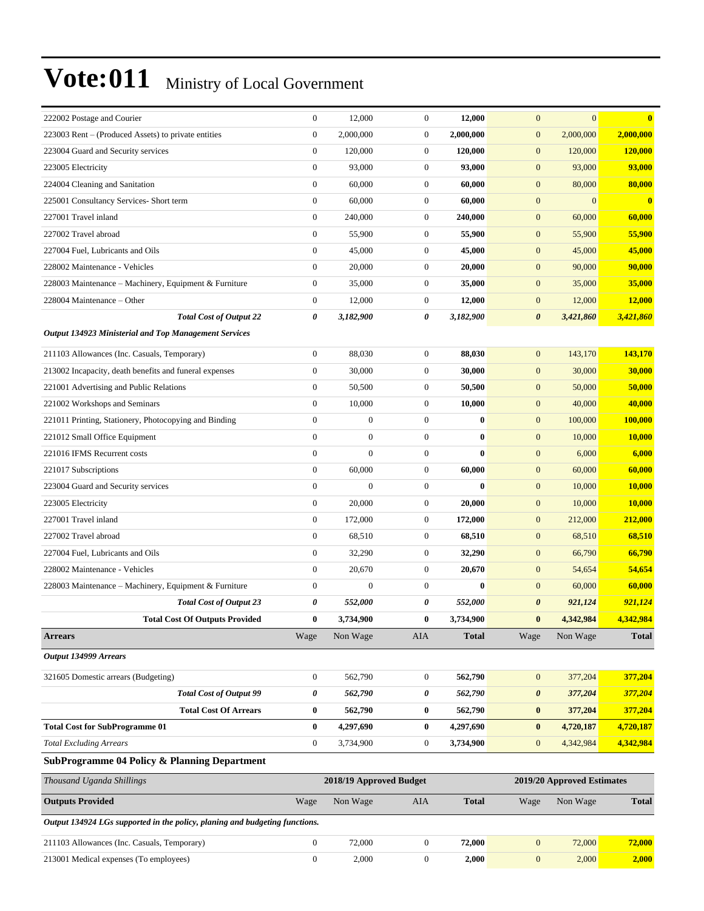# Vote:011 Ministry of Local Government

| | | | | | | | |
|---|---|---|---|---|---|---|---|
| 222002 Postage and Courier | 0 | 12,000 | 0 | **12,000** | 0 | 0 | **0** |
| 223003 Rent – (Produced Assets) to private entities | 0 | 2,000,000 | 0 | **2,000,000** | 0 | 2,000,000 | **2,000,000** |
| 223004 Guard and Security services | 0 | 120,000 | 0 | **120,000** | 0 | 120,000 | **120,000** |
| 223005 Electricity | 0 | 93,000 | 0 | **93,000** | 0 | 93,000 | **93,000** |
| 224004 Cleaning and Sanitation | 0 | 60,000 | 0 | **60,000** | 0 | 80,000 | **80,000** |
| 225001 Consultancy Services- Short term | 0 | 60,000 | 0 | **60,000** | 0 | 0 | **0** |
| 227001 Travel inland | 0 | 240,000 | 0 | **240,000** | 0 | 60,000 | **60,000** |
| 227002 Travel abroad | 0 | 55,900 | 0 | **55,900** | 0 | 55,900 | **55,900** |
| 227004 Fuel, Lubricants and Oils | 0 | 45,000 | 0 | **45,000** | 0 | 45,000 | **45,000** |
| 228002 Maintenance - Vehicles | 0 | 20,000 | 0 | **20,000** | 0 | 90,000 | **90,000** |
| 228003 Maintenance – Machinery, Equipment & Furniture | 0 | 35,000 | 0 | **35,000** | 0 | 35,000 | **35,000** |
| 228004 Maintenance – Other | 0 | 12,000 | 0 | **12,000** | 0 | 12,000 | **12,000** |
| ***Total Cost of Output 22*** | ***0*** | ***3,182,900*** | ***0*** | ***3,182,900*** | ***0*** | ***3,421,860*** | ***3,421,860*** |
| ***Output 134923 Ministerial and Top Management Services*** | | | | | | | |
| 211103 Allowances (Inc. Casuals, Temporary) | 0 | 88,030 | 0 | **88,030** | 0 | 143,170 | **143,170** |
| 213002 Incapacity, death benefits and funeral expenses | 0 | 30,000 | 0 | **30,000** | 0 | 30,000 | **30,000** |
| 221001 Advertising and Public Relations | 0 | 50,500 | 0 | **50,500** | 0 | 50,000 | **50,000** |
| 221002 Workshops and Seminars | 0 | 10,000 | 0 | **10,000** | 0 | 40,000 | **40,000** |
| 221011 Printing, Stationery, Photocopying and Binding | 0 | 0 | 0 | **0** | 0 | 100,000 | **100,000** |
| 221012 Small Office Equipment | 0 | 0 | 0 | **0** | 0 | 10,000 | **10,000** |
| 221016 IFMS Recurrent costs | 0 | 0 | 0 | **0** | 0 | 6,000 | **6,000** |
| 221017 Subscriptions | 0 | 60,000 | 0 | **60,000** | 0 | 60,000 | **60,000** |
| 223004 Guard and Security services | 0 | 0 | 0 | **0** | 0 | 10,000 | **10,000** |
| 223005 Electricity | 0 | 20,000 | 0 | **20,000** | 0 | 10,000 | **10,000** |
| 227001 Travel inland | 0 | 172,000 | 0 | **172,000** | 0 | 212,000 | **212,000** |
| 227002 Travel abroad | 0 | 68,510 | 0 | **68,510** | 0 | 68,510 | **68,510** |
| 227004 Fuel, Lubricants and Oils | 0 | 32,290 | 0 | **32,290** | 0 | 66,790 | **66,790** |
| 228002 Maintenance - Vehicles | 0 | 20,670 | 0 | **20,670** | 0 | 54,654 | **54,654** |
| 228003 Maintenance – Machinery, Equipment & Furniture | 0 | 0 | 0 | **0** | 0 | 60,000 | **60,000** |
| ***Total Cost of Output 23*** | ***0*** | ***552,000*** | ***0*** | ***552,000*** | ***0*** | ***921,124*** | ***921,124*** |
| **Total Cost Of Outputs Provided** | **0** | **3,734,900** | **0** | **3,734,900** | **0** | **4,342,984** | **4,342,984** |
| **Arrears** | Wage | Non Wage | AIA | **Total** | Wage | Non Wage | **Total** |
| ***Output 134999 Arrears*** | | | | | | | |
| 321605 Domestic arrears (Budgeting) | 0 | 562,790 | 0 | **562,790** | 0 | 377,204 | **377,204** |
| ***Total Cost of Output 99*** | ***0*** | ***562,790*** | ***0*** | ***562,790*** | ***0*** | ***377,204*** | ***377,204*** |
| **Total Cost Of Arrears** | **0** | **562,790** | **0** | **562,790** | **0** | **377,204** | **377,204** |
| **Total Cost for SubProgramme 01** | **0** | **4,297,690** | **0** | **4,297,690** | **0** | **4,720,187** | **4,720,187** |
| *Total Excluding Arrears* | 0 | 3,734,900 | 0 | **3,734,900** | 0 | 4,342,984 | **4,342,984** |

**SubProgramme 04 Policy & Planning Department**

| *Thousand Uganda Shillings* | 2018/19 Approved Budget | | | | 2019/20 Approved Estimates | | |
|---|---|---|---|---|---|---|---|
| **Outputs Provided** | Wage | Non Wage | AIA | **Total** | Wage | Non Wage | **Total** |
| ***Output 134924 LGs supported in the policy, planing and budgeting functions.*** | | | | | | | |
| 211103 Allowances (Inc. Casuals, Temporary) | 0 | 72,000 | 0 | **72,000** | 0 | 72,000 | **72,000** |
| 213001 Medical expenses (To employees) | 0 | 2,000 | 0 | **2,000** | 0 | 2,000 | **2,000** |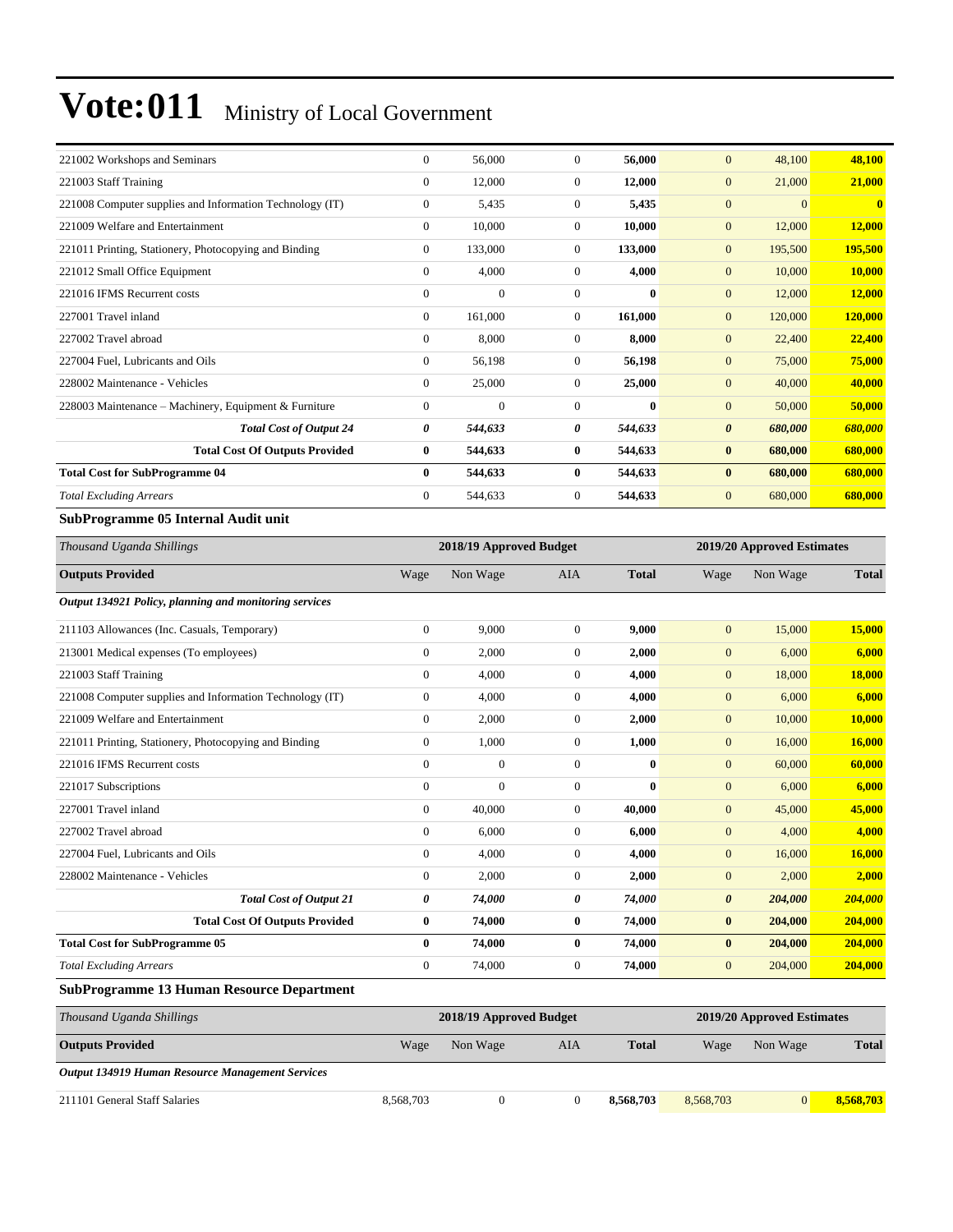# Vote:011 Ministry of Local Government

| | | | | | | | |
|---|---|---|---|---|---|---|---|
| 221002 Workshops and Seminars | 0 | 56,000 | 0 | **56,000** | 0 | 48,100 | **48,100** |
| 221003 Staff Training | 0 | 12,000 | 0 | **12,000** | 0 | 21,000 | **21,000** |
| 221008 Computer supplies and Information Technology (IT) | 0 | 5,435 | 0 | **5,435** | 0 | 0 | **0** |
| 221009 Welfare and Entertainment | 0 | 10,000 | 0 | **10,000** | 0 | 12,000 | **12,000** |
| 221011 Printing, Stationery, Photocopying and Binding | 0 | 133,000 | 0 | **133,000** | 0 | 195,500 | **195,500** |
| 221012 Small Office Equipment | 0 | 4,000 | 0 | **4,000** | 0 | 10,000 | **10,000** |
| 221016 IFMS Recurrent costs | 0 | 0 | 0 | **0** | 0 | 12,000 | **12,000** |
| 227001 Travel inland | 0 | 161,000 | 0 | **161,000** | 0 | 120,000 | **120,000** |
| 227002 Travel abroad | 0 | 8,000 | 0 | **8,000** | 0 | 22,400 | **22,400** |
| 227004 Fuel, Lubricants and Oils | 0 | 56,198 | 0 | **56,198** | 0 | 75,000 | **75,000** |
| 228002 Maintenance - Vehicles | 0 | 25,000 | 0 | **25,000** | 0 | 40,000 | **40,000** |
| 228003 Maintenance – Machinery, Equipment & Furniture | 0 | 0 | 0 | **0** | 0 | 50,000 | **50,000** |
| ***Total Cost of Output 24*** | ***0*** | ***544,633*** | ***0*** | ***544,633*** | ***0*** | ***680,000*** | ***680,000*** |
| **Total Cost Of Outputs Provided** | **0** | **544,633** | **0** | **544,633** | **0** | **680,000** | **680,000** |
| **Total Cost for SubProgramme 04** | **0** | **544,633** | **0** | **544,633** | **0** | **680,000** | **680,000** |
| *Total Excluding Arrears* | 0 | 544,633 | 0 | **544,633** | 0 | 680,000 | **680,000** |

**SubProgramme 05 Internal Audit unit**

| *Thousand Uganda Shillings* | 2018/19 Approved Budget | | | | 2019/20 Approved Estimates | | |
|---|---|---|---|---|---|---|---|
| **Outputs Provided** | Wage | Non Wage | AIA | **Total** | Wage | Non Wage | **Total** |
| ***Output 134921 Policy, planning and monitoring services*** | | | | | | | |
| 211103 Allowances (Inc. Casuals, Temporary) | 0 | 9,000 | 0 | **9,000** | 0 | 15,000 | **15,000** |
| 213001 Medical expenses (To employees) | 0 | 2,000 | 0 | **2,000** | 0 | 6,000 | **6,000** |
| 221003 Staff Training | 0 | 4,000 | 0 | **4,000** | 0 | 18,000 | **18,000** |
| 221008 Computer supplies and Information Technology (IT) | 0 | 4,000 | 0 | **4,000** | 0 | 6,000 | **6,000** |
| 221009 Welfare and Entertainment | 0 | 2,000 | 0 | **2,000** | 0 | 10,000 | **10,000** |
| 221011 Printing, Stationery, Photocopying and Binding | 0 | 1,000 | 0 | **1,000** | 0 | 16,000 | **16,000** |
| 221016 IFMS Recurrent costs | 0 | 0 | 0 | **0** | 0 | 60,000 | **60,000** |
| 221017 Subscriptions | 0 | 0 | 0 | **0** | 0 | 6,000 | **6,000** |
| 227001 Travel inland | 0 | 40,000 | 0 | **40,000** | 0 | 45,000 | **45,000** |
| 227002 Travel abroad | 0 | 6,000 | 0 | **6,000** | 0 | 4,000 | **4,000** |
| 227004 Fuel, Lubricants and Oils | 0 | 4,000 | 0 | **4,000** | 0 | 16,000 | **16,000** |
| 228002 Maintenance - Vehicles | 0 | 2,000 | 0 | **2,000** | 0 | 2,000 | **2,000** |
| ***Total Cost of Output 21*** | ***0*** | ***74,000*** | ***0*** | ***74,000*** | ***0*** | ***204,000*** | ***204,000*** |
| **Total Cost Of Outputs Provided** | **0** | **74,000** | **0** | **74,000** | **0** | **204,000** | **204,000** |
| **Total Cost for SubProgramme 05** | **0** | **74,000** | **0** | **74,000** | **0** | **204,000** | **204,000** |
| *Total Excluding Arrears* | 0 | 74,000 | 0 | **74,000** | 0 | 204,000 | **204,000** |

**SubProgramme 13 Human Resource Department**

| *Thousand Uganda Shillings* | 2018/19 Approved Budget | | | | 2019/20 Approved Estimates | | |
|---|---|---|---|---|---|---|---|
| **Outputs Provided** | Wage | Non Wage | AIA | **Total** | Wage | Non Wage | **Total** |
| ***Output 134919 Human Resource Management Services*** | | | | | | | |
| 211101 General Staff Salaries | 8,568,703 | 0 | 0 | **8,568,703** | 8,568,703 | 0 | **8,568,703** |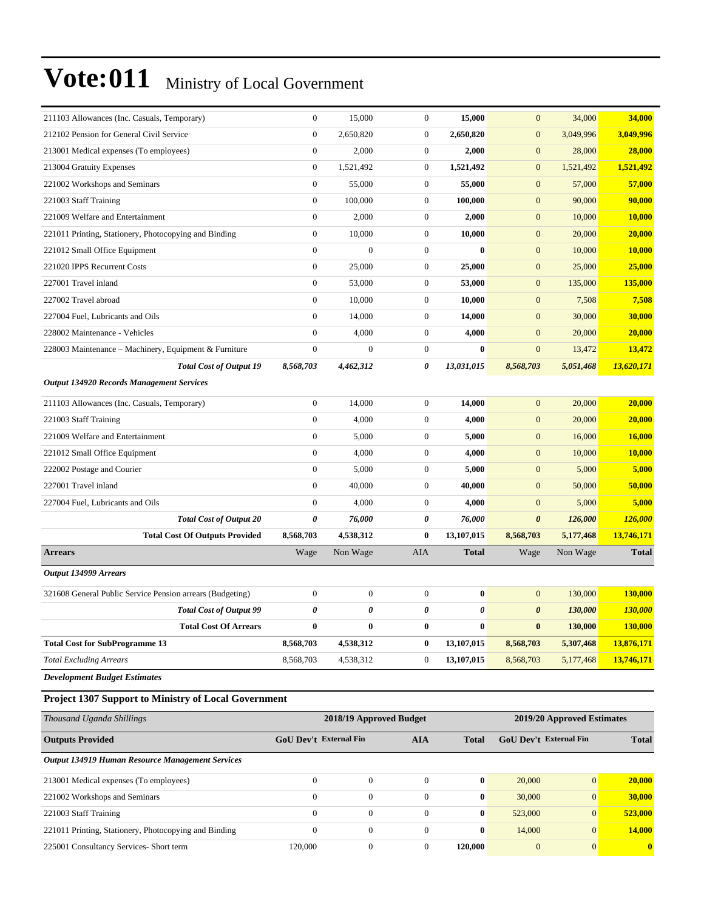# Vote:011 Ministry of Local Government

| | | | | | | | |
|---|---|---|---|---|---|---|---|
| 211103 Allowances (Inc. Casuals, Temporary) | 0 | 15,000 | 0 | **15,000** | 0 | 34,000 | **34,000** |
| 212102 Pension for General Civil Service | 0 | 2,650,820 | 0 | **2,650,820** | 0 | 3,049,996 | **3,049,996** |
| 213001 Medical expenses (To employees) | 0 | 2,000 | 0 | **2,000** | 0 | 28,000 | **28,000** |
| 213004 Gratuity Expenses | 0 | 1,521,492 | 0 | **1,521,492** | 0 | 1,521,492 | **1,521,492** |
| 221002 Workshops and Seminars | 0 | 55,000 | 0 | **55,000** | 0 | 57,000 | **57,000** |
| 221003 Staff Training | 0 | 100,000 | 0 | **100,000** | 0 | 90,000 | **90,000** |
| 221009 Welfare and Entertainment | 0 | 2,000 | 0 | **2,000** | 0 | 10,000 | **10,000** |
| 221011 Printing, Stationery, Photocopying and Binding | 0 | 10,000 | 0 | **10,000** | 0 | 20,000 | **20,000** |
| 221012 Small Office Equipment | 0 | 0 | 0 | **0** | 0 | 10,000 | **10,000** |
| 221020 IPPS Recurrent Costs | 0 | 25,000 | 0 | **25,000** | 0 | 25,000 | **25,000** |
| 227001 Travel inland | 0 | 53,000 | 0 | **53,000** | 0 | 135,000 | **135,000** |
| 227002 Travel abroad | 0 | 10,000 | 0 | **10,000** | 0 | 7,508 | **7,508** |
| 227004 Fuel, Lubricants and Oils | 0 | 14,000 | 0 | **14,000** | 0 | 30,000 | **30,000** |
| 228002 Maintenance - Vehicles | 0 | 4,000 | 0 | **4,000** | 0 | 20,000 | **20,000** |
| 228003 Maintenance – Machinery, Equipment & Furniture | 0 | 0 | 0 | **0** | 0 | 13,472 | **13,472** |
| ***Total Cost of Output 19*** | ***8,568,703*** | ***4,462,312*** | ***0*** | ***13,031,015*** | ***8,568,703*** | ***5,051,468*** | ***13,620,171*** |
| ***Output 134920 Records Management Services*** | | | | | | | |
| 211103 Allowances (Inc. Casuals, Temporary) | 0 | 14,000 | 0 | **14,000** | 0 | 20,000 | **20,000** |
| 221003 Staff Training | 0 | 4,000 | 0 | **4,000** | 0 | 20,000 | **20,000** |
| 221009 Welfare and Entertainment | 0 | 5,000 | 0 | **5,000** | 0 | 16,000 | **16,000** |
| 221012 Small Office Equipment | 0 | 4,000 | 0 | **4,000** | 0 | 10,000 | **10,000** |
| 222002 Postage and Courier | 0 | 5,000 | 0 | **5,000** | 0 | 5,000 | **5,000** |
| 227001 Travel inland | 0 | 40,000 | 0 | **40,000** | 0 | 50,000 | **50,000** |
| 227004 Fuel, Lubricants and Oils | 0 | 4,000 | 0 | **4,000** | 0 | 5,000 | **5,000** |
| ***Total Cost of Output 20*** | ***0*** | ***76,000*** | ***0*** | ***76,000*** | ***0*** | ***126,000*** | ***126,000*** |
| **Total Cost Of Outputs Provided** | **8,568,703** | **4,538,312** | **0** | **13,107,015** | **8,568,703** | **5,177,468** | **13,746,171** |
| **Arrears** | Wage | Non Wage | AIA | **Total** | Wage | Non Wage | **Total** |
| ***Output 134999 Arrears*** | | | | | | | |
| 321608 General Public Service Pension arrears (Budgeting) | 0 | 0 | 0 | **0** | 0 | 130,000 | **130,000** |
| ***Total Cost of Output 99*** | ***0*** | ***0*** | ***0*** | ***0*** | ***0*** | ***130,000*** | ***130,000*** |
| **Total Cost Of Arrears** | **0** | **0** | **0** | **0** | **0** | **130,000** | **130,000** |
| **Total Cost for SubProgramme 13** | **8,568,703** | **4,538,312** | **0** | **13,107,015** | **8,568,703** | **5,307,468** | **13,876,171** |
| *Total Excluding Arrears* | 8,568,703 | 4,538,312 | 0 | **13,107,015** | 8,568,703 | 5,177,468 | **13,746,171** |

***Development Budget Estimates***

### Project 1307 Support to Ministry of Local Government

| *Thousand Uganda Shillings* | 2018/19 Approved Budget | | | | 2019/20 Approved Estimates | | |
|---|---|---|---|---|---|---|---|
| **Outputs Provided** | **GoU Dev't** | **External Fin** | **AIA** | **Total** | **GoU Dev't** | **External Fin** | **Total** |
| ***Output 134919 Human Resource Management Services*** | | | | | | | |
| 213001 Medical expenses (To employees) | 0 | 0 | 0 | **0** | 20,000 | 0 | **20,000** |
| 221002 Workshops and Seminars | 0 | 0 | 0 | **0** | 30,000 | 0 | **30,000** |
| 221003 Staff Training | 0 | 0 | 0 | **0** | 523,000 | 0 | **523,000** |
| 221011 Printing, Stationery, Photocopying and Binding | 0 | 0 | 0 | **0** | 14,000 | 0 | **14,000** |
| 225001 Consultancy Services- Short term | 120,000 | 0 | 0 | **120,000** | 0 | 0 | **0** |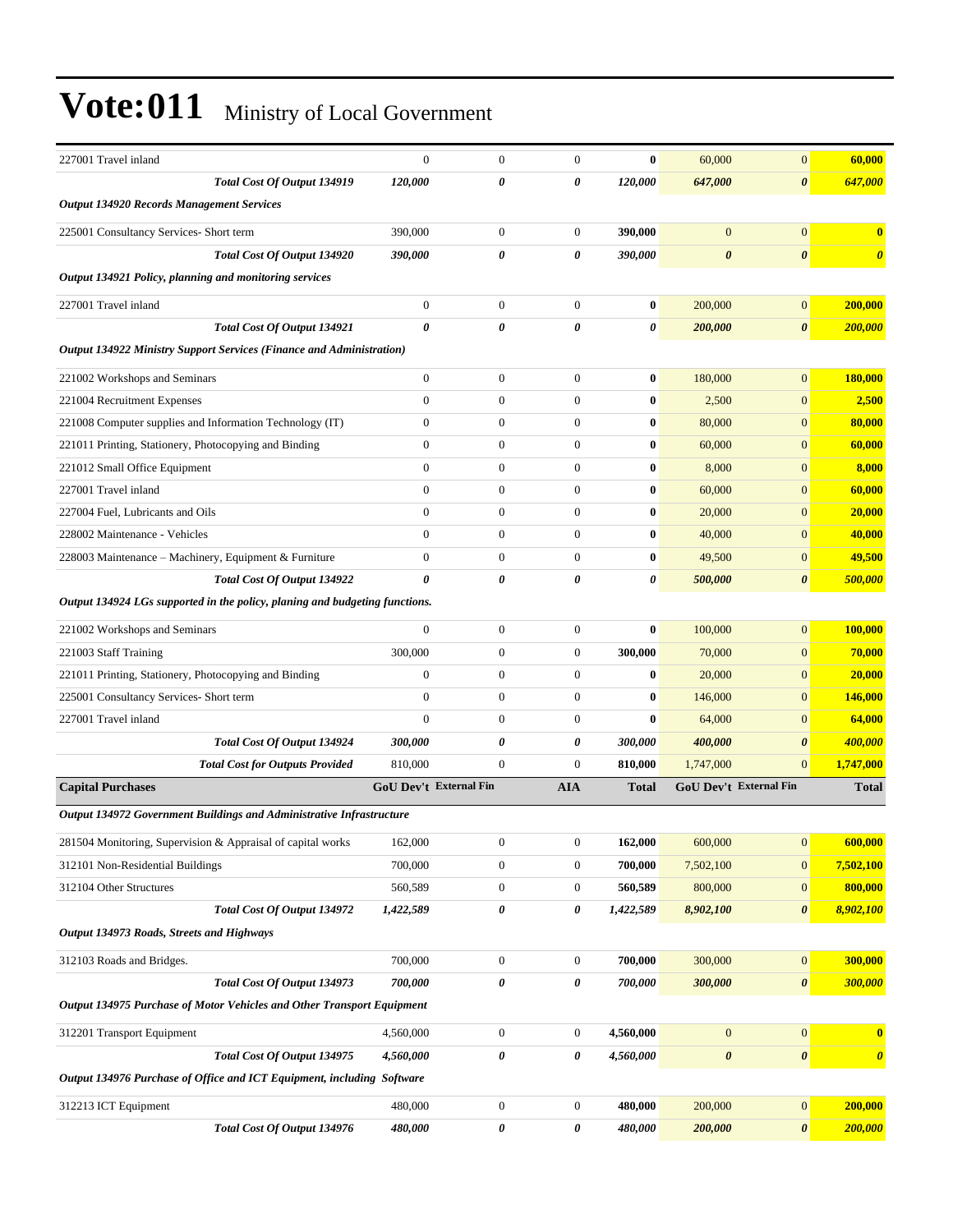# Vote:011 Ministry of Local Government

| | | | | | | | |
|---|---|---|---|---|---|---|---|
| 227001 Travel inland | 0 | 0 | 0 | **0** | 60,000 | 0 | **60,000** |
| ***Total Cost Of Output 134919*** | ***120,000*** | ***0*** | ***0*** | ***120,000*** | ***647,000*** | ***0*** | ***647,000*** |
| ***Output 134920 Records Management Services*** | | | | | | | |
| 225001 Consultancy Services- Short term | 390,000 | 0 | 0 | **390,000** | 0 | 0 | **0** |
| ***Total Cost Of Output 134920*** | ***390,000*** | ***0*** | ***0*** | ***390,000*** | ***0*** | ***0*** | ***0*** |
| ***Output 134921 Policy, planning and monitoring services*** | | | | | | | |
| 227001 Travel inland | 0 | 0 | 0 | **0** | 200,000 | 0 | **200,000** |
| ***Total Cost Of Output 134921*** | ***0*** | ***0*** | ***0*** | ***0*** | ***200,000*** | ***0*** | ***200,000*** |
| ***Output 134922 Ministry Support Services (Finance and Administration)*** | | | | | | | |
| 221002 Workshops and Seminars | 0 | 0 | 0 | **0** | 180,000 | 0 | **180,000** |
| 221004 Recruitment Expenses | 0 | 0 | 0 | **0** | 2,500 | 0 | **2,500** |
| 221008 Computer supplies and Information Technology (IT) | 0 | 0 | 0 | **0** | 80,000 | 0 | **80,000** |
| 221011 Printing, Stationery, Photocopying and Binding | 0 | 0 | 0 | **0** | 60,000 | 0 | **60,000** |
| 221012 Small Office Equipment | 0 | 0 | 0 | **0** | 8,000 | 0 | **8,000** |
| 227001 Travel inland | 0 | 0 | 0 | **0** | 60,000 | 0 | **60,000** |
| 227004 Fuel, Lubricants and Oils | 0 | 0 | 0 | **0** | 20,000 | 0 | **20,000** |
| 228002 Maintenance - Vehicles | 0 | 0 | 0 | **0** | 40,000 | 0 | **40,000** |
| 228003 Maintenance – Machinery, Equipment & Furniture | 0 | 0 | 0 | **0** | 49,500 | 0 | **49,500** |
| ***Total Cost Of Output 134922*** | ***0*** | ***0*** | ***0*** | ***0*** | ***500,000*** | ***0*** | ***500,000*** |
| ***Output 134924 LGs supported in the policy, planing and budgeting functions.*** | | | | | | | |
| 221002 Workshops and Seminars | 0 | 0 | 0 | **0** | 100,000 | 0 | **100,000** |
| 221003 Staff Training | 300,000 | 0 | 0 | **300,000** | 70,000 | 0 | **70,000** |
| 221011 Printing, Stationery, Photocopying and Binding | 0 | 0 | 0 | **0** | 20,000 | 0 | **20,000** |
| 225001 Consultancy Services- Short term | 0 | 0 | 0 | **0** | 146,000 | 0 | **146,000** |
| 227001 Travel inland | 0 | 0 | 0 | **0** | 64,000 | 0 | **64,000** |
| ***Total Cost Of Output 134924*** | ***300,000*** | ***0*** | ***0*** | ***300,000*** | ***400,000*** | ***0*** | ***400,000*** |
| ***Total Cost for Outputs Provided*** | 810,000 | 0 | 0 | **810,000** | 1,747,000 | 0 | **1,747,000** |
| **Capital Purchases** | **GoU Dev't** | **External Fin** | **AIA** | **Total** | **GoU Dev't** | **External Fin** | **Total** |
| ***Output 134972 Government Buildings and Administrative Infrastructure*** | | | | | | | |
| 281504 Monitoring, Supervision & Appraisal of capital works | 162,000 | 0 | 0 | **162,000** | 600,000 | 0 | **600,000** |
| 312101 Non-Residential Buildings | 700,000 | 0 | 0 | **700,000** | 7,502,100 | 0 | **7,502,100** |
| 312104 Other Structures | 560,589 | 0 | 0 | **560,589** | 800,000 | 0 | **800,000** |
| ***Total Cost Of Output 134972*** | ***1,422,589*** | ***0*** | ***0*** | ***1,422,589*** | ***8,902,100*** | ***0*** | ***8,902,100*** |
| ***Output 134973 Roads, Streets and Highways*** | | | | | | | |
| 312103 Roads and Bridges. | 700,000 | 0 | 0 | **700,000** | 300,000 | 0 | **300,000** |
| ***Total Cost Of Output 134973*** | ***700,000*** | ***0*** | ***0*** | ***700,000*** | ***300,000*** | ***0*** | ***300,000*** |
| ***Output 134975 Purchase of Motor Vehicles and Other Transport Equipment*** | | | | | | | |
| 312201 Transport Equipment | 4,560,000 | 0 | 0 | **4,560,000** | 0 | 0 | **0** |
| ***Total Cost Of Output 134975*** | ***4,560,000*** | ***0*** | ***0*** | ***4,560,000*** | ***0*** | ***0*** | ***0*** |
| ***Output 134976 Purchase of Office and ICT Equipment, including Software*** | | | | | | | |
| 312213 ICT Equipment | 480,000 | 0 | 0 | **480,000** | 200,000 | 0 | **200,000** |
| ***Total Cost Of Output 134976*** | ***480,000*** | ***0*** | ***0*** | ***480,000*** | ***200,000*** | ***0*** | ***200,000*** |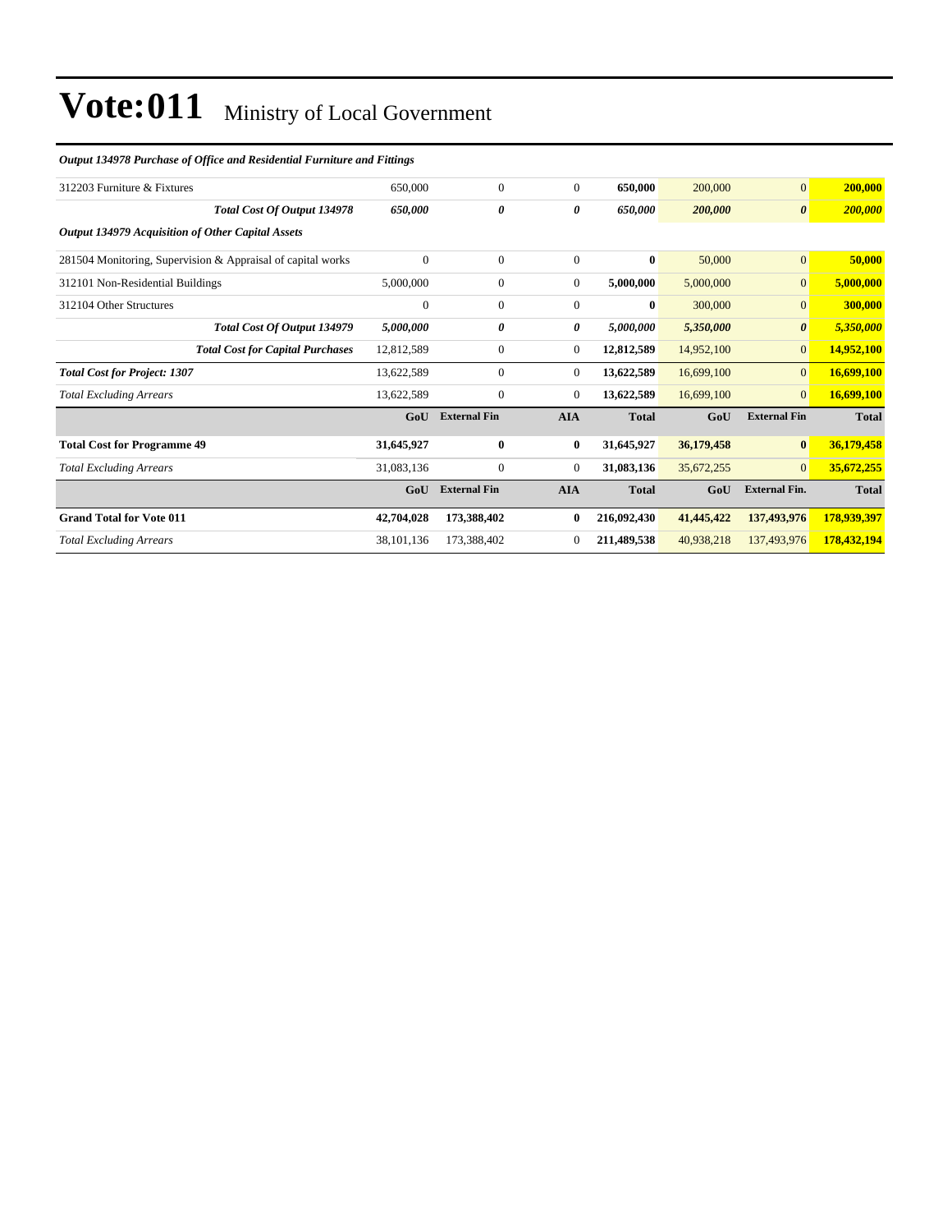# Vote:011 Ministry of Local Government

*Output 134978 Purchase of Office and Residential Furniture and Fittings*

| | | | | | | | |
|---|---|---|---|---|---|---|---|
| 312203 Furniture & Fixtures | 650,000 | 0 | 0 | **650,000** | 200,000 | 0 | **200,000** |
| ***Total Cost Of Output 134978*** | ***650,000*** | ***0*** | ***0*** | ***650,000*** | ***200,000*** | ***0*** | ***200,000*** |
| ***Output 134979 Acquisition of Other Capital Assets*** | | | | | | | |
| 281504 Monitoring, Supervision & Appraisal of capital works | 0 | 0 | 0 | **0** | 50,000 | 0 | **50,000** |
| 312101 Non-Residential Buildings | 5,000,000 | 0 | 0 | **5,000,000** | 5,000,000 | 0 | **5,000,000** |
| 312104 Other Structures | 0 | 0 | 0 | **0** | 300,000 | 0 | **300,000** |
| ***Total Cost Of Output 134979*** | ***5,000,000*** | ***0*** | ***0*** | ***5,000,000*** | ***5,350,000*** | ***0*** | ***5,350,000*** |
| ***Total Cost for Capital Purchases*** | 12,812,589 | 0 | 0 | **12,812,589** | 14,952,100 | 0 | **14,952,100** |
| ***Total Cost for Project: 1307*** | 13,622,589 | 0 | 0 | **13,622,589** | 16,699,100 | 0 | **16,699,100** |
| *Total Excluding Arrears* | 13,622,589 | 0 | 0 | **13,622,589** | 16,699,100 | 0 | **16,699,100** |
| | **GoU** | **External Fin** | **AIA** | **Total** | **GoU** | **External Fin** | **Total** |
| **Total Cost for Programme 49** | **31,645,927** | **0** | **0** | **31,645,927** | **36,179,458** | **0** | **36,179,458** |
| *Total Excluding Arrears* | 31,083,136 | 0 | 0 | **31,083,136** | 35,672,255 | 0 | **35,672,255** |
| | **GoU** | **External Fin** | **AIA** | **Total** | **GoU** | **External Fin.** | **Total** |
| **Grand Total for Vote 011** | **42,704,028** | **173,388,402** | **0** | **216,092,430** | **41,445,422** | **137,493,976** | **178,939,397** |
| *Total Excluding Arrears* | 38,101,136 | 173,388,402 | 0 | **211,489,538** | 40,938,218 | 137,493,976 | **178,432,194** |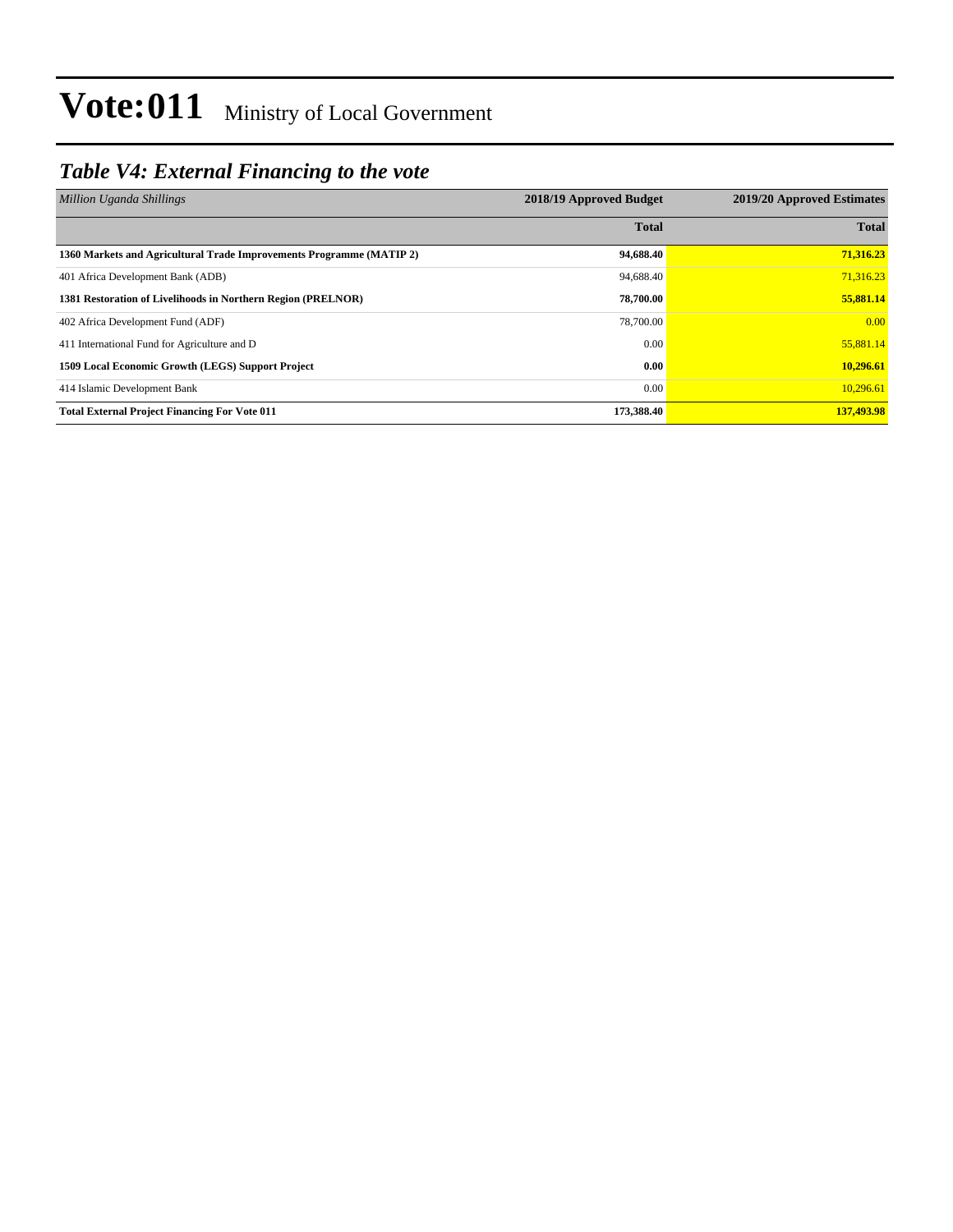# Vote:011 Ministry of Local Government

## *Table V4: External Financing to the vote*

| *Million Uganda Shillings* | 2018/19 Approved Budget | 2019/20 Approved Estimates |
|---|---|---|
| | **Total** | **Total** |
| **1360 Markets and Agricultural Trade Improvements Programme (MATIP 2)** | **94,688.40** | **71,316.23** |
| 401 Africa Development Bank (ADB) | 94,688.40 | 71,316.23 |
| **1381 Restoration of Livelihoods in Northern Region (PRELNOR)** | **78,700.00** | **55,881.14** |
| 402 Africa Development Fund (ADF) | 78,700.00 | 0.00 |
| 411 International Fund for Agriculture and D | 0.00 | 55,881.14 |
| **1509 Local Economic Growth (LEGS) Support Project** | **0.00** | **10,296.61** |
| 414 Islamic Development Bank | 0.00 | 10,296.61 |
| **Total External Project Financing For Vote 011** | **173,388.40** | **137,493.98** |